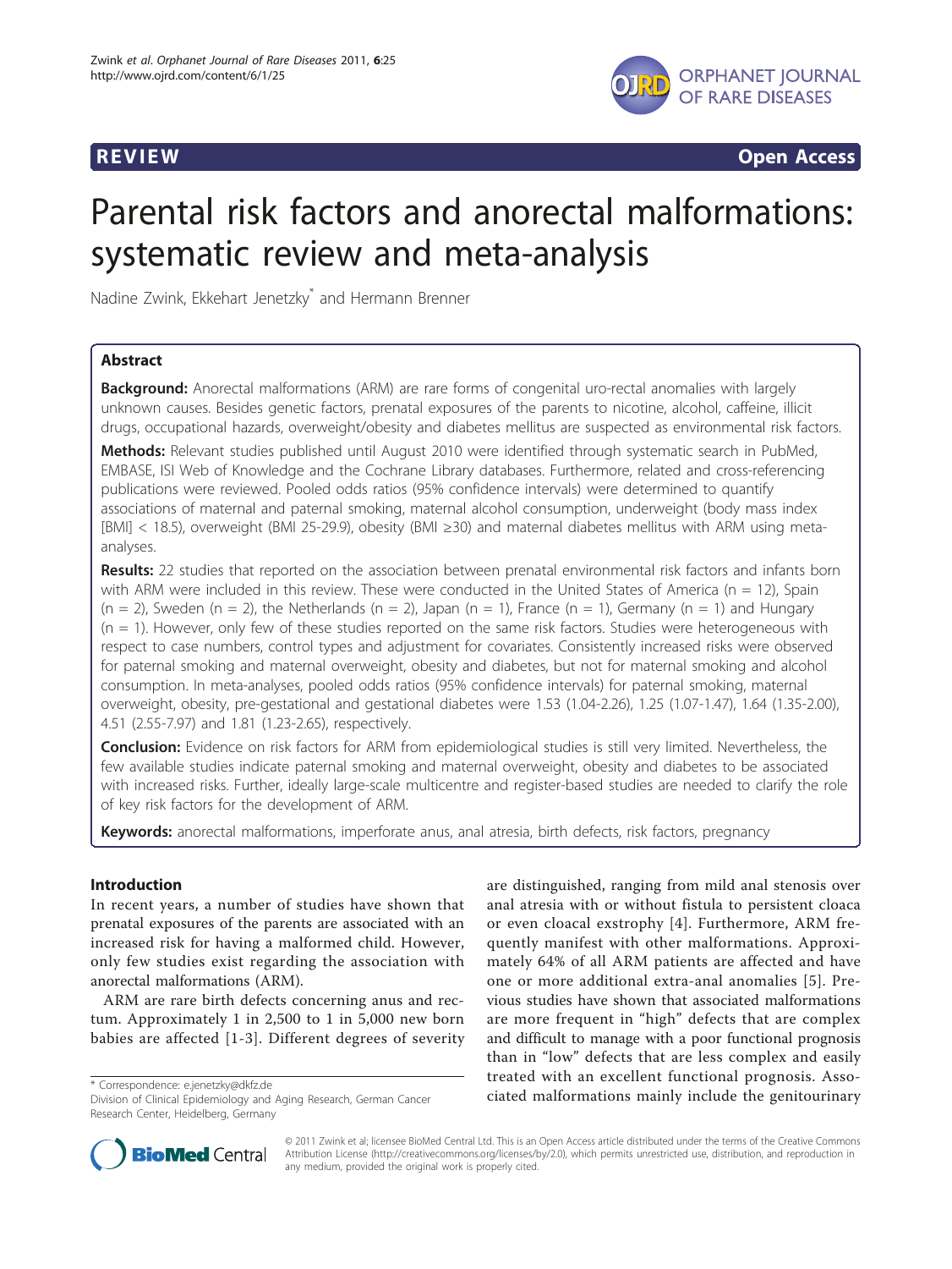**REVIEW** **Open Access**

# Parental risk factors and anorectal malformations: systematic review and meta-analysis

Nadine Zwink, Ekkehart Jenetzky* and Hermann Brenner

## Abstract

**Background:** Anorectal malformations (ARM) are rare forms of congenital uro-rectal anomalies with largely unknown causes. Besides genetic factors, prenatal exposures of the parents to nicotine, alcohol, caffeine, illicit drugs, occupational hazards, overweight/obesity and diabetes mellitus are suspected as environmental risk factors.

**Methods:** Relevant studies published until August 2010 were identified through systematic search in PubMed, EMBASE, ISI Web of Knowledge and the Cochrane Library databases. Furthermore, related and cross-referencing publications were reviewed. Pooled odds ratios (95% confidence intervals) were determined to quantify associations of maternal and paternal smoking, maternal alcohol consumption, underweight (body mass index [BMI] < 18.5), overweight (BMI 25-29.9), obesity (BMI ≥30) and maternal diabetes mellitus with ARM using meta-analyses.

**Results:** 22 studies that reported on the association between prenatal environmental risk factors and infants born with ARM were included in this review. These were conducted in the United States of America (n = 12), Spain (n = 2), Sweden (n = 2), the Netherlands (n = 2), Japan (n = 1), France (n = 1), Germany (n = 1) and Hungary (n = 1). However, only few of these studies reported on the same risk factors. Studies were heterogeneous with respect to case numbers, control types and adjustment for covariates. Consistently increased risks were observed for paternal smoking and maternal overweight, obesity and diabetes, but not for maternal smoking and alcohol consumption. In meta-analyses, pooled odds ratios (95% confidence intervals) for paternal smoking, maternal overweight, obesity, pre-gestational and gestational diabetes were 1.53 (1.04-2.26), 1.25 (1.07-1.47), 1.64 (1.35-2.00), 4.51 (2.55-7.97) and 1.81 (1.23-2.65), respectively.

**Conclusion:** Evidence on risk factors for ARM from epidemiological studies is still very limited. Nevertheless, the few available studies indicate paternal smoking and maternal overweight, obesity and diabetes to be associated with increased risks. Further, ideally large-scale multicentre and register-based studies are needed to clarify the role of key risk factors for the development of ARM.

**Keywords:** anorectal malformations, imperforate anus, anal atresia, birth defects, risk factors, pregnancy

## Introduction

In recent years, a number of studies have shown that prenatal exposures of the parents are associated with an increased risk for having a malformed child. However, only few studies exist regarding the association with anorectal malformations (ARM).

ARM are rare birth defects concerning anus and rectum. Approximately 1 in 2,500 to 1 in 5,000 new born babies are affected [1-3]. Different degrees of severity are distinguished, ranging from mild anal stenosis over anal atresia with or without fistula to persistent cloaca or even cloacal exstrophy [4]. Furthermore, ARM frequently manifest with other malformations. Approximately 64% of all ARM patients are affected and have one or more additional extra-anal anomalies [5]. Previous studies have shown that associated malformations are more frequent in "high" defects that are complex and difficult to manage with a poor functional prognosis than in "low" defects that are less complex and easily treated with an excellent functional prognosis. Associated malformations mainly include the genitourinary

* Correspondence: e.jenetzky@dkfz.de
Division of Clinical Epidemiology and Aging Research, German Cancer Research Center, Heidelberg, Germany

© 2011 Zwink et al; licensee BioMed Central Ltd. This is an Open Access article distributed under the terms of the Creative Commons Attribution License (http://creativecommons.org/licenses/by/2.0), which permits unrestricted use, distribution, and reproduction in any medium, provided the original work is properly cited.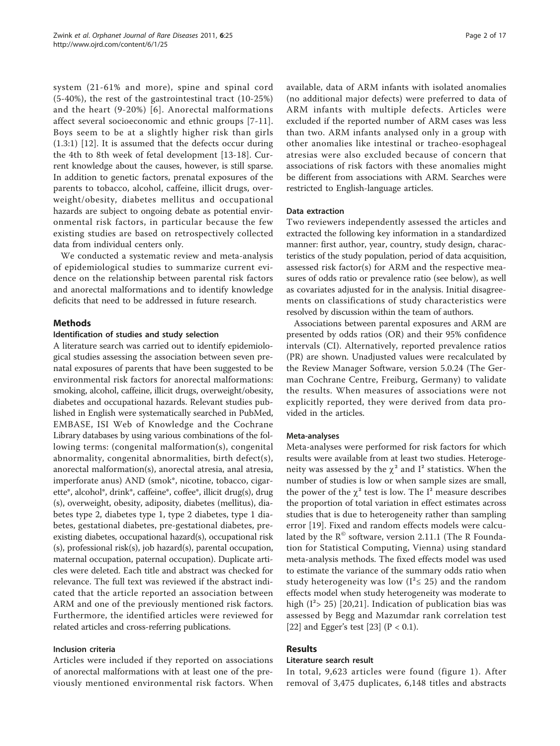system (21-61% and more), spine and spinal cord (5-40%), the rest of the gastrointestinal tract (10-25%) and the heart (9-20%) [6]. Anorectal malformations affect several socioeconomic and ethnic groups [7-11]. Boys seem to be at a slightly higher risk than girls (1.3:1) [12]. It is assumed that the defects occur during the 4th to 8th week of fetal development [13-18]. Current knowledge about the causes, however, is still sparse. In addition to genetic factors, prenatal exposures of the parents to tobacco, alcohol, caffeine, illicit drugs, overweight/obesity, diabetes mellitus and occupational hazards are subject to ongoing debate as potential environmental risk factors, in particular because the few existing studies are based on retrospectively collected data from individual centers only.

We conducted a systematic review and meta-analysis of epidemiological studies to summarize current evidence on the relationship between parental risk factors and anorectal malformations and to identify knowledge deficits that need to be addressed in future research.

## Methods

### Identification of studies and study selection

A literature search was carried out to identify epidemiological studies assessing the association between seven prenatal exposures of parents that have been suggested to be environmental risk factors for anorectal malformations: smoking, alcohol, caffeine, illicit drugs, overweight/obesity, diabetes and occupational hazards. Relevant studies published in English were systematically searched in PubMed, EMBASE, ISI Web of Knowledge and the Cochrane Library databases by using various combinations of the following terms: (congenital malformation(s), congenital abnormality, congenital abnormalities, birth defect(s), anorectal malformation(s), anorectal atresia, anal atresia, imperforate anus) AND (smok*, nicotine, tobacco, cigarette*, alcohol*, drink*, caffeine*, coffee*, illicit drug(s), drug (s), overweight, obesity, adiposity, diabetes (mellitus), diabetes type 2, diabetes type 1, type 2 diabetes, type 1 diabetes, gestational diabetes, pre-gestational diabetes, pre-existing diabetes, occupational hazard(s), occupational risk (s), professional risk(s), job hazard(s), parental occupation, maternal occupation, paternal occupation). Duplicate articles were deleted. Each title and abstract was checked for relevance. The full text was reviewed if the abstract indicated that the article reported an association between ARM and one of the previously mentioned risk factors. Furthermore, the identified articles were reviewed for related articles and cross-referring publications.

### Inclusion criteria

Articles were included if they reported on associations of anorectal malformations with at least one of the previously mentioned environmental risk factors. When available, data of ARM infants with isolated anomalies (no additional major defects) were preferred to data of ARM infants with multiple defects. Articles were excluded if the reported number of ARM cases was less than two. ARM infants analysed only in a group with other anomalies like intestinal or tracheo-esophageal atresias were also excluded because of concern that associations of risk factors with these anomalies might be different from associations with ARM. Searches were restricted to English-language articles.

### Data extraction

Two reviewers independently assessed the articles and extracted the following key information in a standardized manner: first author, year, country, study design, characteristics of the study population, period of data acquisition, assessed risk factor(s) for ARM and the respective measures of odds ratio or prevalence ratio (see below), as well as covariates adjusted for in the analysis. Initial disagreements on classifications of study characteristics were resolved by discussion within the team of authors.

Associations between parental exposures and ARM are presented by odds ratios (OR) and their 95% confidence intervals (CI). Alternatively, reported prevalence ratios (PR) are shown. Unadjusted values were recalculated by the Review Manager Software, version 5.0.24 (The German Cochrane Centre, Freiburg, Germany) to validate the results. When measures of associations were not explicitly reported, they were derived from data provided in the articles.

### Meta-analyses

Meta-analyses were performed for risk factors for which results were available from at least two studies. Heterogeneity was assessed by the $\chi^2$ and $I^2$ statistics. When the number of studies is low or when sample sizes are small, the power of the $\chi^2$ test is low. The $I^2$ measure describes the proportion of total variation in effect estimates across studies that is due to heterogeneity rather than sampling error [19]. Fixed and random effects models were calculated by the R© software, version 2.11.1 (The R Foundation for Statistical Computing, Vienna) using standard meta-analysis methods. The fixed effects model was used to estimate the variance of the summary odds ratio when study heterogeneity was low ($I^2 \leq 25$) and the random effects model when study heterogeneity was moderate to high ($I^2 > 25$) [20,21]. Indication of publication bias was assessed by Begg and Mazumdar rank correlation test [22] and Egger's test [23] ($P < 0.1$).

## Results

### Literature search result

In total, 9,623 articles were found (figure 1). After removal of 3,475 duplicates, 6,148 titles and abstracts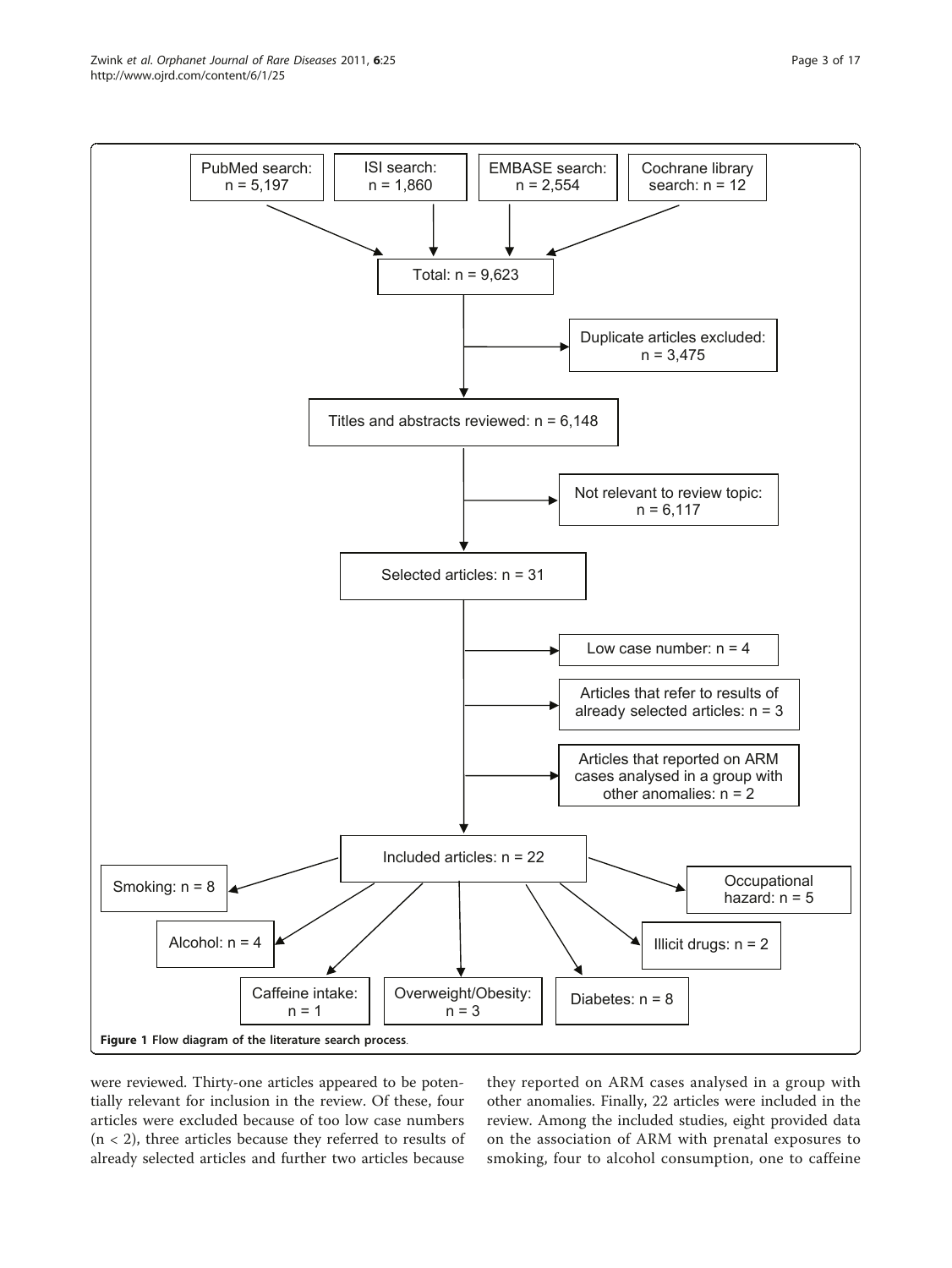PubMed search: n = 5,197

ISI search: n = 1,860

EMBASE search: n = 2,554

Cochrane library search: n = 12

Total: n = 9,623

Duplicate articles excluded: n = 3,475

Titles and abstracts reviewed: n = 6,148

Not relevant to review topic: n = 6,117

Selected articles: n = 31

Low case number: n = 4

Articles that refer to results of already selected articles: n = 3

Articles that reported on ARM cases analysed in a group with other anomalies: n = 2

Included articles: n = 22

Smoking: n = 8

Alcohol: n = 4

Caffeine intake: n = 1

Overweight/Obesity: n = 3

Diabetes: n = 8

Illicit drugs: n = 2

Occupational hazard: n = 5

**Figure 1 Flow diagram of the literature search process.**

were reviewed. Thirty-one articles appeared to be potentially relevant for inclusion in the review. Of these, four articles were excluded because of too low case numbers ($n < 2$), three articles because they referred to results of already selected articles and further two articles because they reported on ARM cases analysed in a group with other anomalies. Finally, 22 articles were included in the review. Among the included studies, eight provided data on the association of ARM with prenatal exposures to smoking, four to alcohol consumption, one to caffeine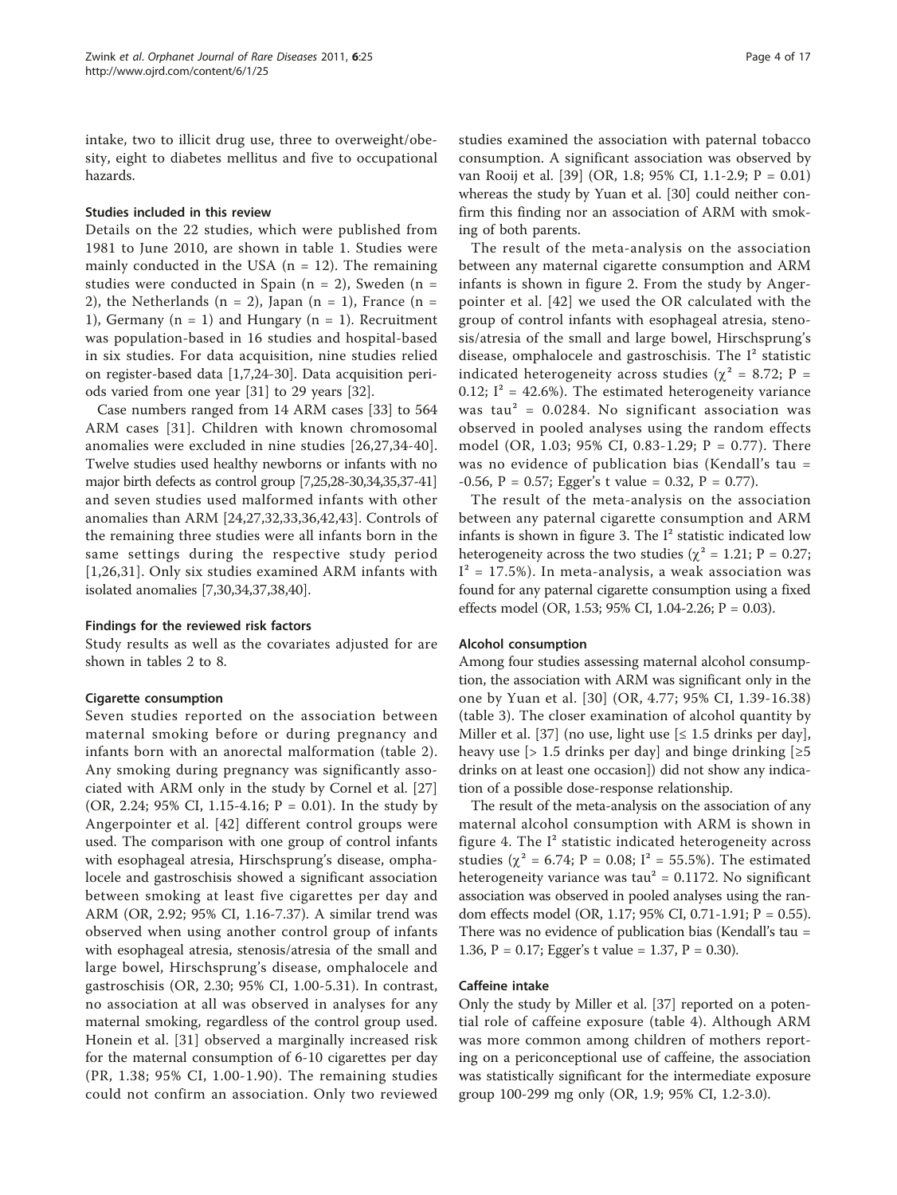intake, two to illicit drug use, three to overweight/obesity, eight to diabetes mellitus and five to occupational hazards.

### Studies included in this review

Details on the 22 studies, which were published from 1981 to June 2010, are shown in table 1. Studies were mainly conducted in the USA (n = 12). The remaining studies were conducted in Spain (n = 2), Sweden (n = 2), the Netherlands (n = 2), Japan (n = 1), France (n = 1), Germany (n = 1) and Hungary (n = 1). Recruitment was population-based in 16 studies and hospital-based in six studies. For data acquisition, nine studies relied on register-based data [1,7,24-30]. Data acquisition periods varied from one year [31] to 29 years [32].

Case numbers ranged from 14 ARM cases [33] to 564 ARM cases [31]. Children with known chromosomal anomalies were excluded in nine studies [26,27,34-40]. Twelve studies used healthy newborns or infants with no major birth defects as control group [7,25,28-30,34,35,37-41] and seven studies used malformed infants with other anomalies than ARM [24,27,32,33,36,42,43]. Controls of the remaining three studies were all infants born in the same settings during the respective study period [1,26,31]. Only six studies examined ARM infants with isolated anomalies [7,30,34,37,38,40].

### Findings for the reviewed risk factors

Study results as well as the covariates adjusted for are shown in tables 2 to 8.

#### Cigarette consumption

Seven studies reported on the association between maternal smoking before or during pregnancy and infants born with an anorectal malformation (table 2). Any smoking during pregnancy was significantly associated with ARM only in the study by Cornel et al. [27] (OR, 2.24; 95% CI, 1.15-4.16; P = 0.01). In the study by Angerpointer et al. [42] different control groups were used. The comparison with one group of control infants with esophageal atresia, Hirschsprung's disease, omphalocele and gastroschisis showed a significant association between smoking at least five cigarettes per day and ARM (OR, 2.92; 95% CI, 1.16-7.37). A similar trend was observed when using another control group of infants with esophageal atresia, stenosis/atresia of the small and large bowel, Hirschsprung's disease, omphalocele and gastroschisis (OR, 2.30; 95% CI, 1.00-5.31). In contrast, no association at all was observed in analyses for any maternal smoking, regardless of the control group used. Honein et al. [31] observed a marginally increased risk for the maternal consumption of 6-10 cigarettes per day (PR, 1.38; 95% CI, 1.00-1.90). The remaining studies could not confirm an association. Only two reviewed studies examined the association with paternal tobacco consumption. A significant association was observed by van Rooij et al. [39] (OR, 1.8; 95% CI, 1.1-2.9; P = 0.01) whereas the study by Yuan et al. [30] could neither confirm this finding nor an association of ARM with smoking of both parents.

The result of the meta-analysis on the association between any maternal cigarette consumption and ARM infants is shown in figure 2. From the study by Angerpointer et al. [42] we used the OR calculated with the group of control infants with esophageal atresia, stenosis/atresia of the small and large bowel, Hirschsprung's disease, omphalocele and gastroschisis. The $I^2$ statistic indicated heterogeneity across studies ($\chi^2$ = 8.72; P = 0.12; $I^2$ = 42.6%). The estimated heterogeneity variance was $tau^2$ = 0.0284. No significant association was observed in pooled analyses using the random effects model (OR, 1.03; 95% CI, 0.83-1.29; P = 0.77). There was no evidence of publication bias (Kendall's tau = -0.56, P = 0.57; Egger's t value = 0.32, P = 0.77).

The result of the meta-analysis on the association between any paternal cigarette consumption and ARM infants is shown in figure 3. The $I^2$ statistic indicated low heterogeneity across the two studies ($\chi^2$ = 1.21; P = 0.27; $I^2$ = 17.5%). In meta-analysis, a weak association was found for any paternal cigarette consumption using a fixed effects model (OR, 1.53; 95% CI, 1.04-2.26; P = 0.03).

#### Alcohol consumption

Among four studies assessing maternal alcohol consumption, the association with ARM was significant only in the one by Yuan et al. [30] (OR, 4.77; 95% CI, 1.39-16.38) (table 3). The closer examination of alcohol quantity by Miller et al. [37] (no use, light use [≤ 1.5 drinks per day], heavy use [> 1.5 drinks per day] and binge drinking [≥5 drinks on at least one occasion]) did not show any indication of a possible dose-response relationship.

The result of the meta-analysis on the association of any maternal alcohol consumption with ARM is shown in figure 4. The $I^2$ statistic indicated heterogeneity across studies ($\chi^2$ = 6.74; P = 0.08; $I^2$ = 55.5%). The estimated heterogeneity variance was $tau^2$ = 0.1172. No significant association was observed in pooled analyses using the random effects model (OR, 1.17; 95% CI, 0.71-1.91; P = 0.55). There was no evidence of publication bias (Kendall's tau = 1.36, P = 0.17; Egger's t value = 1.37, P = 0.30).

#### Caffeine intake

Only the study by Miller et al. [37] reported on a potential role of caffeine exposure (table 4). Although ARM was more common among children of mothers reporting on a periconceptional use of caffeine, the association was statistically significant for the intermediate exposure group 100-299 mg only (OR, 1.9; 95% CI, 1.2-3.0).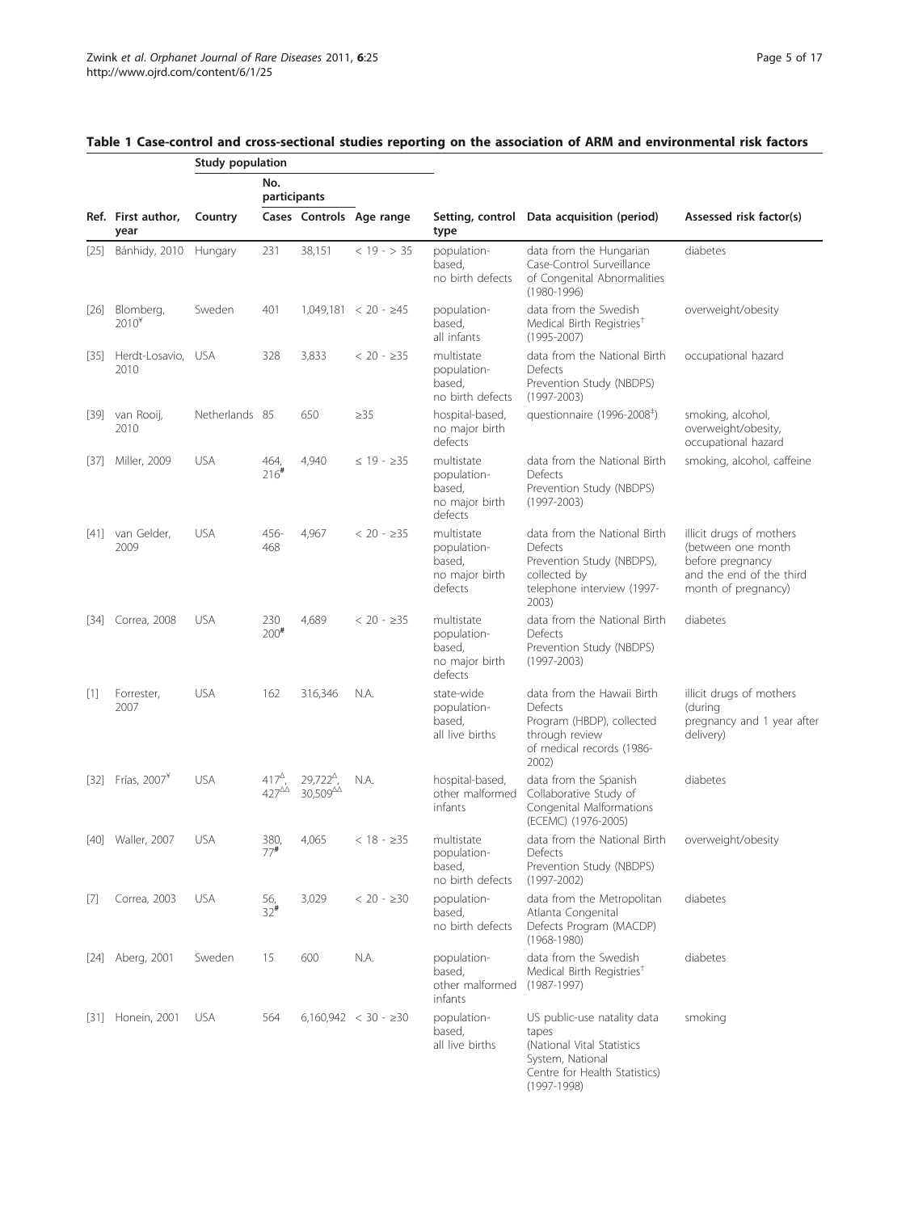## Table 1 Case-control and cross-sectional studies reporting on the association of ARM and environmental risk factors

| | | Study population | | | | | | |
|---|---|---|---|---|---|---|---|---|
| | | | No. participants | | | | | |
| Ref. | First author, year | Country | Cases | Controls | Age range | Setting, control type | Data acquisition (period) | Assessed risk factor(s) |
| [25] | Bánhidy, 2010 | Hungary | 231 | 38,151 | < 19 - > 35 | population-based, no birth defects | data from the Hungarian Case-Control Surveillance of Congenital Abnormalities (1980-1996) | diabetes |
| [26] | Blomberg, 2010[¥] | Sweden | 401 | 1,049,181 | < 20 - ≥45 | population-based, all infants | data from the Swedish Medical Birth Registries[†] (1995-2007) | overweight/obesity |
| [35] | Herdt-Losavio, 2010 | USA | 328 | 3,833 | < 20 - ≥35 | multistate population-based, no birth defects | data from the National Birth Defects Prevention Study (NBDPS) (1997-2003) | occupational hazard |
| [39] | van Rooij, 2010 | Netherlands | 85 | 650 | ≥35 | hospital-based, no major birth defects | questionnaire (1996-2008[‡]) | smoking, alcohol, overweight/obesity, occupational hazard |
| [37] | Miller, 2009 | USA | 464, 216[#] | 4,940 | ≤ 19 - ≥35 | multistate population-based, no major birth defects | data from the National Birth Defects Prevention Study (NBDPS) (1997-2003) | smoking, alcohol, caffeine |
| [41] | van Gelder, 2009 | USA | 456-468 | 4,967 | < 20 - ≥35 | multistate population-based, no major birth defects | data from the National Birth Defects Prevention Study (NBDPS), collected by telephone interview (1997-2003) | illicit drugs of mothers (between one month before pregnancy and the end of the third month of pregnancy) |
| [34] | Correa, 2008 | USA | 230 200[#] | 4,689 | < 20 - ≥35 | multistate population-based, no major birth defects | data from the National Birth Defects Prevention Study (NBDPS) (1997-2003) | diabetes |
| [1] | Forrester, 2007 | USA | 162 | 316,346 | N.A. | state-wide population-based, all live births | data from the Hawaii Birth Defects Program (HBDP), collected through review of medical records (1986-2002) | illicit drugs of mothers (during pregnancy and 1 year after delivery) |
| [32] | Frías, 2007[¥] | USA | 417[Δ], 427[ΔΔ] | 29,722[Δ], 30,509[ΔΔ] | N.A. | hospital-based, other malformed infants | data from the Spanish Collaborative Study of Congenital Malformations (ECEMC) (1976-2005) | diabetes |
| [40] | Waller, 2007 | USA | 380, 77[#] | 4,065 | < 18 - ≥35 | multistate population-based, no birth defects | data from the National Birth Defects Prevention Study (NBDPS) (1997-2002) | overweight/obesity |
| [7] | Correa, 2003 | USA | 56, 32[#] | 3,029 | < 20 - ≥30 | population-based, no birth defects | data from the Metropolitan Atlanta Congenital Defects Program (MACDP) (1968-1980) | diabetes |
| [24] | Aberg, 2001 | Sweden | 15 | 600 | N.A. | population-based, other malformed infants | data from the Swedish Medical Birth Registries[†] (1987-1997) | diabetes |
| [31] | Honein, 2001 | USA | 564 | 6,160,942 | < 30 - ≥30 | population-based, all live births | US public-use natality data tapes (National Vital Statistics System, National Centre for Health Statistics) (1997-1998) | smoking |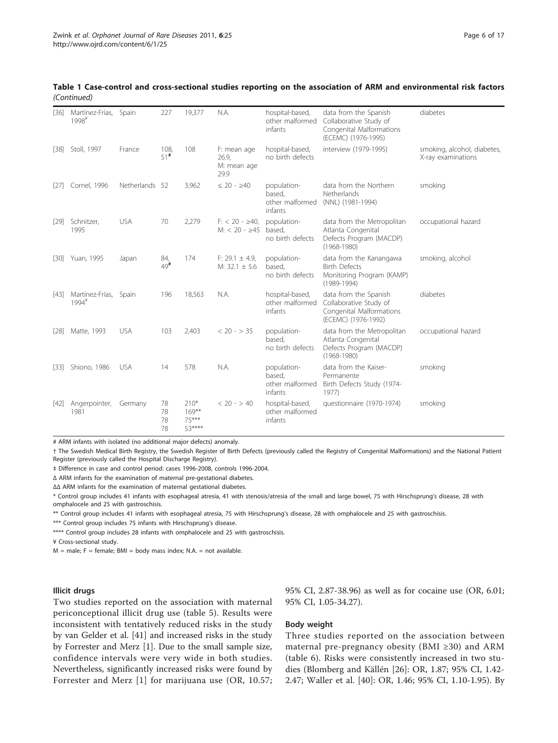**Table 1 Case-control and cross-sectional studies reporting on the association of ARM and environmental risk factors** *(Continued)*

| | | | | | | | | |
|---|---|---|---|---|---|---|---|---|
| [36] | Martínez-Frías, 1998[¥] | Spain | 227 | 19,377 | N.A. | hospital-based, other malformed infants | data from the Spanish Collaborative Study of Congenital Malformations (ECEMC) (1976-1995) | diabetes |
| [38] | Stoll, 1997 | France | 108, 51[#] | 108 | F: mean age 26.9, M: mean age 29.9 | hospital-based, no birth defects | interview (1979-1995) | smoking, alcohol, diabetes, X-ray examinations |
| [27] | Cornel, 1996 | Netherlands | 52 | 3,962 | ≤ 20 - ≥40 | population-based, other malformed infants | data from the Northern Netherlands (NNL) (1981-1994) | smoking |
| [29] | Schnitzer, 1995 | USA | 70 | 2,279 | F: < 20 - ≥40, M: < 20 - ≥45 | population-based, no birth defects | data from the Metropolitan Atlanta Congenital Defects Program (MACDP) (1968-1980) | occupational hazard |
| [30] | Yuan, 1995 | Japan | 84, 49[#] | 174 | F: 29.1 ± 4.9, M: 32.1 ± 5.6 | population-based, no birth defects | data from the Kanangawa Birth Defects Monitoring Program (KAMP) (1989-1994) | smoking, alcohol |
| [43] | Martínez-Frías, 1994[¥] | Spain | 196 | 18,563 | N.A. | hospital-based, other malformed infants | data from the Spanish Collaborative Study of Congenital Malformations (ECEMC) (1976-1992) | diabetes |
| [28] | Matte, 1993 | USA | 103 | 2,403 | < 20 - > 35 | population-based, no birth defects | data from the Metropolitan Atlanta Congenital Defects Program (MACDP) (1968-1980) | occupational hazard |
| [33] | Shiono, 1986 | USA | 14 | 578 | N.A. | population-based, other malformed infants | data from the Kaiser-Permanente Birth Defects Study (1974-1977) | smoking |
| [42] | Angerpointer, 1981 | Germany | 78<br>78<br>78<br>78 | 210*<br>169**<br>75***<br>53**** | < 20 - > 40 | hospital-based, other malformed infants | questionnaire (1970-1974) | smoking |

# ARM infants with isolated (no additional major defects) anomaly.

† The Swedish Medical Birth Registry, the Swedish Register of Birth Defects (previously called the Registry of Congenital Malformations) and the National Patient Register (previously called the Hospital Discharge Registry).

‡ Difference in case and control period: cases 1996-2008, controls 1996-2004.

Δ ARM infants for the examination of maternal pre-gestational diabetes.

ΔΔ ARM infants for the examination of maternal gestational diabetes.

\* Control group includes 41 infants with esophageal atresia, 41 with stenosis/atresia of the small and large bowel, 75 with Hirschsprung's disease, 28 with omphalocele and 25 with gastroschisis.

\** Control group includes 41 infants with esophageal atresia, 75 with Hirschsprung's disease, 28 with omphalocele and 25 with gastroschisis.

\*** Control group includes 75 infants with Hirschsprung's disease.

\**** Control group includes 28 infants with omphalocele and 25 with gastroschisis.

¥ Cross-sectional study.

M = male; F = female; BMI = body mass index; N.A. = not available.

#### Illicit drugs

Two studies reported on the association with maternal periconceptional illicit drug use (table 5). Results were inconsistent with tentatively reduced risks in the study by van Gelder et al. [41] and increased risks in the study by Forrester and Merz [1]. Due to the small sample size, confidence intervals were very wide in both studies. Nevertheless, significantly increased risks were found by Forrester and Merz [1] for marijuana use (OR, 10.57; 95% CI, 2.87-38.96) as well as for cocaine use (OR, 6.01; 95% CI, 1.05-34.27).

#### Body weight

Three studies reported on the association between maternal pre-pregnancy obesity (BMI ≥30) and ARM (table 6). Risks were consistently increased in two studies (Blomberg and Källén [26]: OR, 1.87; 95% CI, 1.42-2.47; Waller et al. [40]: OR, 1.46; 95% CI, 1.10-1.95). By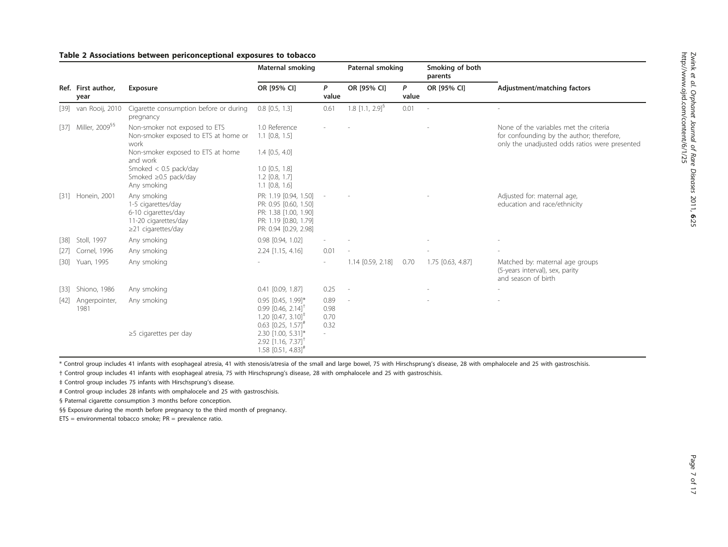**Table 2 Associations between periconceptional exposures to tobacco**

| | | | Maternal smoking | | Paternal smoking | | Smoking of both parents | |
|---|---|---|---|---|---|---|---|---|
| Ref. | First author, year | Exposure | OR [95% CI] | *P* value | OR [95% CI] | *P* value | OR [95% CI] | Adjustment/matching factors |
| [39] | van Rooij, 2010 | Cigarette consumption before or during pregnancy | 0.8 [0.5, 1.3] | 0.61 | 1.8 [1.1, 2.9][§] | 0.01 | - | - |
| [37] | Miller, 2009[§§] | Non-smoker not exposed to ETS | 1.0 Reference | - | - | | - | None of the variables met the criteria for confounding by the author; therefore, only the unadjusted odds ratios were presented |
| | | Non-smoker exposed to ETS at home or work | 1.1 [0.8, 1.5] | | | | | |
| | | Non-smoker exposed to ETS at home and work | 1.4 [0.5, 4.0] | | | | | |
| | | Smoked < 0.5 pack/day | 1.0 [0.5, 1.8] | | | | | |
| | | Smoked ≥0.5 pack/day | 1.2 [0.8, 1.7] | | | | | |
| | | Any smoking | 1.1 [0.8, 1.6] | | | | | |
| [31] | Honein, 2001 | Any smoking | PR: 1.19 [0.94, 1.50] | - | - | | - | Adjusted for: maternal age, education and race/ethnicity |
| | | 1-5 cigarettes/day | PR: 0.95 [0.60, 1.50] | | | | | |
| | | 6-10 cigarettes/day | PR: 1.38 [1.00, 1.90] | | | | | |
| | | 11-20 cigarettes/day | PR: 1.19 [0.80, 1.79] | | | | | |
| | | ≥21 cigarettes/day | PR: 0.94 [0.29, 2.98] | | | | | |
| [38] | Stoll, 1997 | Any smoking | 0.98 [0.94, 1.02] | - | - | | - | - |
| [27] | Cornel, 1996 | Any smoking | 2.24 [1.15, 4.16] | 0.01 | - | | - | - |
| [30] | Yuan, 1995 | Any smoking | - | - | 1.14 [0.59, 2.18] | 0.70 | 1.75 [0.63, 4.87] | Matched by: maternal age groups (5-years interval), sex, parity and season of birth |
| [33] | Shiono, 1986 | Any smoking | 0.41 [0.09, 1.87] | 0.25 | - | | - | - |
| [42] | Angerpointer, 1981 | Any smoking | 0.95 [0.45, 1.99]* | 0.89 | - | | - | - |
| | | | 0.99 [0.46, 2.14][†] | 0.98 | | | | |
| | | | 1.20 [0.47, 3.10][‡] | 0.70 | | | | |
| | | | 0.63 [0.25, 1.57][#] | 0.32 | | | | |
| | | ≥5 cigarettes per day | 2.30 [1.00, 5.31]* | - | | | | |
| | | | 2.92 [1.16, 7.37][†] | | | | | |
| | | | 1.58 [0.51, 4.83][#] | | | | | |

* Control group includes 41 infants with esophageal atresia, 41 with stenosis/atresia of the small and large bowel, 75 with Hirschsprung's disease, 28 with omphalocele and 25 with gastroschisis.

† Control group includes 41 infants with esophageal atresia, 75 with Hirschsprung's disease, 28 with omphalocele and 25 with gastroschisis.

‡ Control group includes 75 infants with Hirschsprung's disease.

# Control group includes 28 infants with omphalocele and 25 with gastroschisis.

§ Paternal cigarette consumption 3 months before conception.

§§ Exposure during the month before pregnancy to the third month of pregnancy.

ETS = environmental tobacco smoke; PR = prevalence ratio.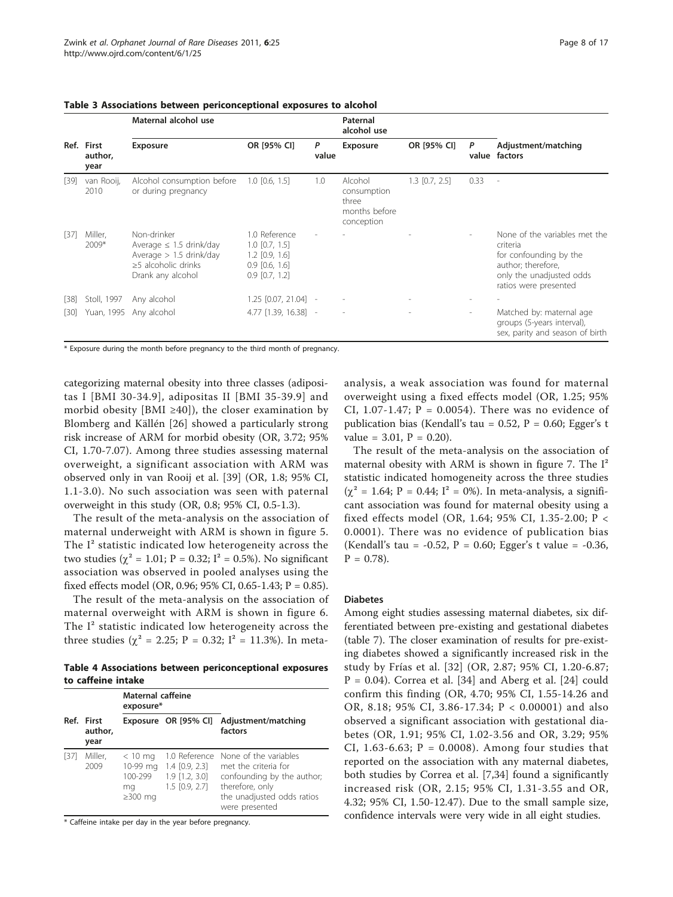**Table 3 Associations between periconceptional exposures to alcohol**

| Ref. | First author, year | Maternal alcohol use | | | Paternal alcohol use | | | Adjustment/matching factors |
|---|---|---|---|---|---|---|---|---|
| | | Exposure | OR [95% CI] | *P* value | Exposure | OR [95% CI] | *P* value | |
| [39] | van Rooij, 2010 | Alcohol consumption before or during pregnancy | 1.0 [0.6, 1.5] | 1.0 | Alcohol consumption three months before conception | 1.3 [0.7, 2.5] | 0.33 | - |
| [37] | Miller, 2009* | Non-drinker<br>Average ≤ 1.5 drink/day<br>Average > 1.5 drink/day<br>≥5 alcoholic drinks<br>Drank any alcohol | 1.0 Reference<br>1.0 [0.7, 1.5]<br>1.2 [0.9, 1.6]<br>0.9 [0.6, 1.6]<br>0.9 [0.7, 1.2] | - | - | - | - | None of the variables met the criteria for confounding by the author; therefore, only the unadjusted odds ratios were presented |
| [38] | Stoll, 1997 | Any alcohol | 1.25 [0.07, 21.04] | - | - | - | - | - |
| [30] | Yuan, 1995 | Any alcohol | 4.77 [1.39, 16.38] | - | - | - | - | Matched by: maternal age groups (5-years interval), sex, parity and season of birth |

\* Exposure during the month before pregnancy to the third month of pregnancy.

categorizing maternal obesity into three classes (adipositas I [BMI 30-34.9], adipositas II [BMI 35-39.9] and morbid obesity [BMI ≥40]), the closer examination by Blomberg and Källén [26] showed a particularly strong risk increase of ARM for morbid obesity (OR, 3.72; 95% CI, 1.70-7.07). Among three studies assessing maternal overweight, a significant association with ARM was observed only in van Rooij et al. [39] (OR, 1.8; 95% CI, 1.1-3.0). No such association was seen with paternal overweight in this study (OR, 0.8; 95% CI, 0.5-1.3).

The result of the meta-analysis on the association of maternal underweight with ARM is shown in figure 5. The $I^2$ statistic indicated low heterogeneity across the two studies ($\chi^2 = 1.01$; $P = 0.32$; $I^2 = 0.5\%$). No significant association was observed in pooled analyses using the fixed effects model (OR, 0.96; 95% CI, 0.65-1.43; $P = 0.85$).

The result of the meta-analysis on the association of maternal overweight with ARM is shown in figure 6. The $I^2$ statistic indicated low heterogeneity across the three studies ($\chi^2 = 2.25$; $P = 0.32$; $I^2 = 11.3\%$). In meta-analysis, a weak association was found for maternal overweight using a fixed effects model (OR, 1.25; 95% CI, 1.07-1.47; $P = 0.0054$). There was no evidence of publication bias (Kendall's tau = 0.52, $P = 0.60$; Egger's t value = 3.01, $P = 0.20$).

The result of the meta-analysis on the association of maternal obesity with ARM is shown in figure 7. The $I^2$ statistic indicated homogeneity across the three studies ($\chi^2 = 1.64$; $P = 0.44$; $I^2 = 0\%$). In meta-analysis, a significant association was found for maternal obesity using a fixed effects model (OR, 1.64; 95% CI, 1.35-2.00; $P < 0.0001$). There was no evidence of publication bias (Kendall's tau = -0.52, $P = 0.60$; Egger's t value = -0.36, $P = 0.78$).

**Table 4 Associations between periconceptional exposures to caffeine intake**

| Ref. | First author, year | Maternal caffeine exposure* | | Adjustment/matching factors |
|---|---|---|---|---|
| | | Exposure | OR [95% CI] | |
| [37] | Miller, 2009 | < 10 mg<br>10-99 mg<br>100-299 mg<br>≥300 mg | 1.0 Reference<br>1.4 [0.9, 2.3]<br>1.9 [1.2, 3.0]<br>1.5 [0.9, 2.7] | None of the variables met the criteria for confounding by the author; therefore, only the unadjusted odds ratios were presented |

\* Caffeine intake per day in the year before pregnancy.

#### Diabetes

Among eight studies assessing maternal diabetes, six differentiated between pre-existing and gestational diabetes (table 7). The closer examination of results for pre-existing diabetes showed a significantly increased risk in the study by Frías et al. [32] (OR, 2.87; 95% CI, 1.20-6.87; $P = 0.04$). Correa et al. [34] and Aberg et al. [24] could confirm this finding (OR, 4.70; 95% CI, 1.55-14.26 and OR, 8.18; 95% CI, 3.86-17.34; $P < 0.00001$) and also observed a significant association with gestational diabetes (OR, 1.91; 95% CI, 1.02-3.56 and OR, 3.29; 95% CI, 1.63-6.63; $P = 0.0008$). Among four studies that reported on the association with any maternal diabetes, both studies by Correa et al. [7,34] found a significantly increased risk (OR, 2.15; 95% CI, 1.31-3.55 and OR, 4.32; 95% CI, 1.50-12.47). Due to the small sample size, confidence intervals were very wide in all eight studies.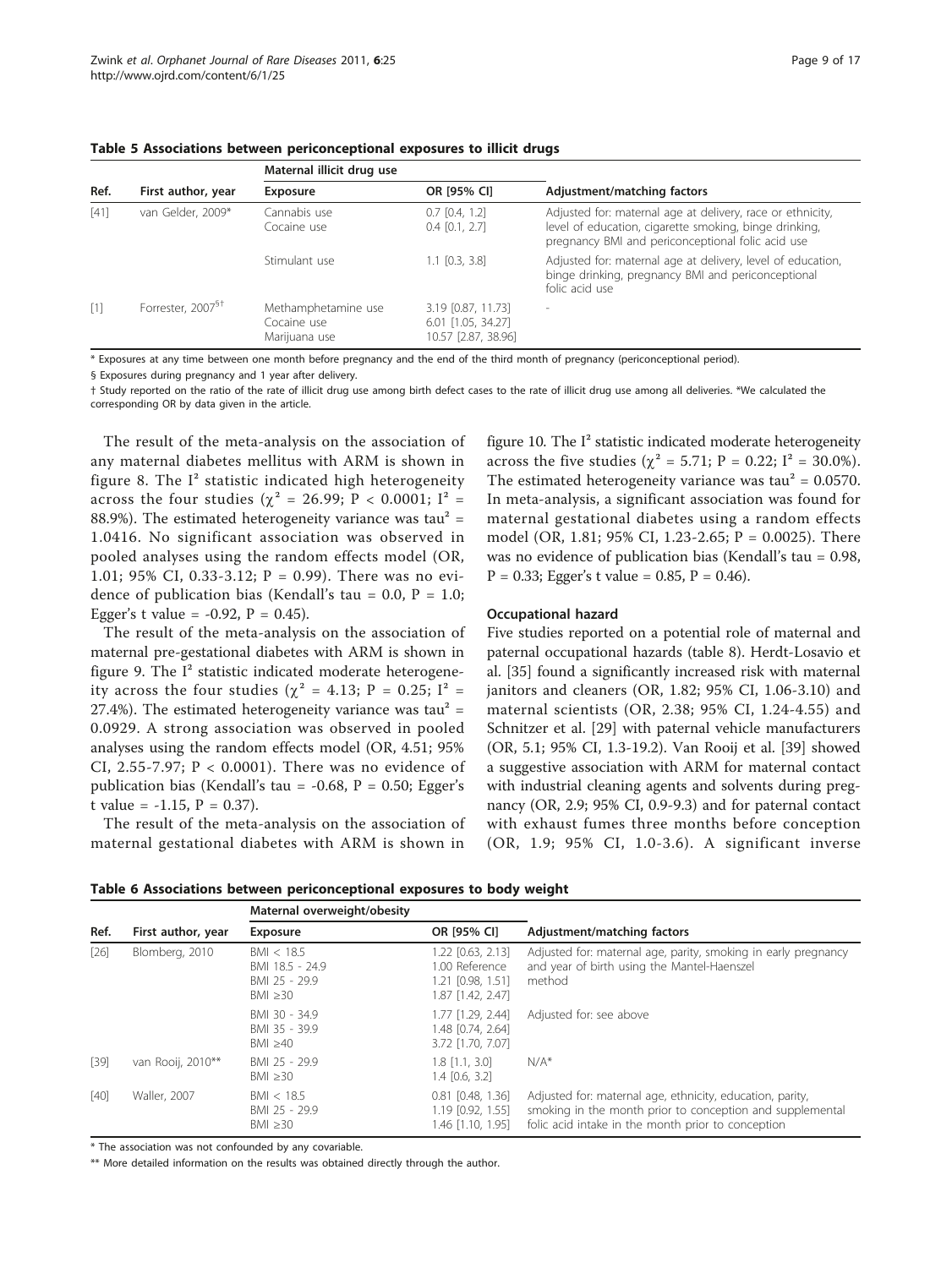**Table 5 Associations between periconceptional exposures to illicit drugs**

| Ref. | First author, year | Maternal illicit drug use | | Adjustment/matching factors |
|---|---|---|---|---|
| | | Exposure | OR [95% CI] | |
| [41] | van Gelder, 2009* | Cannabis use<br>Cocaine use | 0.7 [0.4, 1.2]<br>0.4 [0.1, 2.7] | Adjusted for: maternal age at delivery, race or ethnicity, level of education, cigarette smoking, binge drinking, pregnancy BMI and periconceptional folic acid use |
| | | Stimulant use | 1.1 [0.3, 3.8] | Adjusted for: maternal age at delivery, level of education, binge drinking, pregnancy BMI and periconceptional folic acid use |
| [1] | Forrester, 2007§† | Methamphetamine use<br>Cocaine use<br>Marijuana use | 3.19 [0.87, 11.73]<br>6.01 [1.05, 34.27]<br>10.57 [2.87, 38.96] | - |

\* Exposures at any time between one month before pregnancy and the end of the third month of pregnancy (periconceptional period).

§ Exposures during pregnancy and 1 year after delivery.

† Study reported on the ratio of the rate of illicit drug use among birth defect cases to the rate of illicit drug use among all deliveries. *We calculated the corresponding OR by data given in the article.

The result of the meta-analysis on the association of any maternal diabetes mellitus with ARM is shown in figure 8. The $I^2$ statistic indicated high heterogeneity across the four studies ($\chi^2 = 26.99$; $P < 0.0001$; $I^2 = 88.9\%$). The estimated heterogeneity variance was $tau^2 = 1.0416$. No significant association was observed in pooled analyses using the random effects model (OR, 1.01; 95% CI, 0.33-3.12; P = 0.99). There was no evidence of publication bias (Kendall's tau = 0.0, P = 1.0; Egger's t value = -0.92, P = 0.45).

The result of the meta-analysis on the association of maternal pre-gestational diabetes with ARM is shown in figure 9. The $I^2$ statistic indicated moderate heterogeneity across the four studies ($\chi^2 = 4.13$; $P = 0.25$; $I^2 = 27.4\%$). The estimated heterogeneity variance was $tau^2 = 0.0929$. A strong association was observed in pooled analyses using the random effects model (OR, 4.51; 95% CI, 2.55-7.97; P < 0.0001). There was no evidence of publication bias (Kendall's tau = -0.68, P = 0.50; Egger's t value = -1.15, P = 0.37).

The result of the meta-analysis on the association of maternal gestational diabetes with ARM is shown in figure 10. The $I^2$ statistic indicated moderate heterogeneity across the five studies ($\chi^2 = 5.71$; $P = 0.22$; $I^2 = 30.0\%$). The estimated heterogeneity variance was $tau^2 = 0.0570$. In meta-analysis, a significant association was found for maternal gestational diabetes using a random effects model (OR, 1.81; 95% CI, 1.23-2.65; P = 0.0025). There was no evidence of publication bias (Kendall's tau = 0.98, P = 0.33; Egger's t value = 0.85, P = 0.46).

### Occupational hazard

Five studies reported on a potential role of maternal and paternal occupational hazards (table 8). Herdt-Losavio et al. [35] found a significantly increased risk with maternal janitors and cleaners (OR, 1.82; 95% CI, 1.06-3.10) and maternal scientists (OR, 2.38; 95% CI, 1.24-4.55) and Schnitzer et al. [29] with paternal vehicle manufacturers (OR, 5.1; 95% CI, 1.3-19.2). Van Rooij et al. [39] showed a suggestive association with ARM for maternal contact with industrial cleaning agents and solvents during pregnancy (OR, 2.9; 95% CI, 0.9-9.3) and for paternal contact with exhaust fumes three months before conception (OR, 1.9; 95% CI, 1.0-3.6). A significant inverse

**Table 6 Associations between periconceptional exposures to body weight**

| Ref. | First author, year | Maternal overweight/obesity | | Adjustment/matching factors |
|---|---|---|---|---|
| | | Exposure | OR [95% CI] | |
| [26] | Blomberg, 2010 | BMI < 18.5<br>BMI 18.5 - 24.9<br>BMI 25 - 29.9<br>BMI ≥30 | 1.22 [0.63, 2.13]<br>1.00 Reference<br>1.21 [0.98, 1.51]<br>1.87 [1.42, 2.47] | Adjusted for: maternal age, parity, smoking in early pregnancy and year of birth using the Mantel-Haenszel method |
| | | BMI 30 - 34.9<br>BMI 35 - 39.9<br>BMI ≥40 | 1.77 [1.29, 2.44]<br>1.48 [0.74, 2.64]<br>3.72 [1.70, 7.07] | Adjusted for: see above |
| [39] | van Rooij, 2010** | BMI 25 - 29.9<br>BMI ≥30 | 1.8 [1.1, 3.0]<br>1.4 [0.6, 3.2] | N/A* |
| [40] | Waller, 2007 | BMI < 18.5<br>BMI 25 - 29.9<br>BMI ≥30 | 0.81 [0.48, 1.36]<br>1.19 [0.92, 1.55]<br>1.46 [1.10, 1.95] | Adjusted for: maternal age, ethnicity, education, parity, smoking in the month prior to conception and supplemental folic acid intake in the month prior to conception |

\* The association was not confounded by any covariable.

\** More detailed information on the results was obtained directly through the author.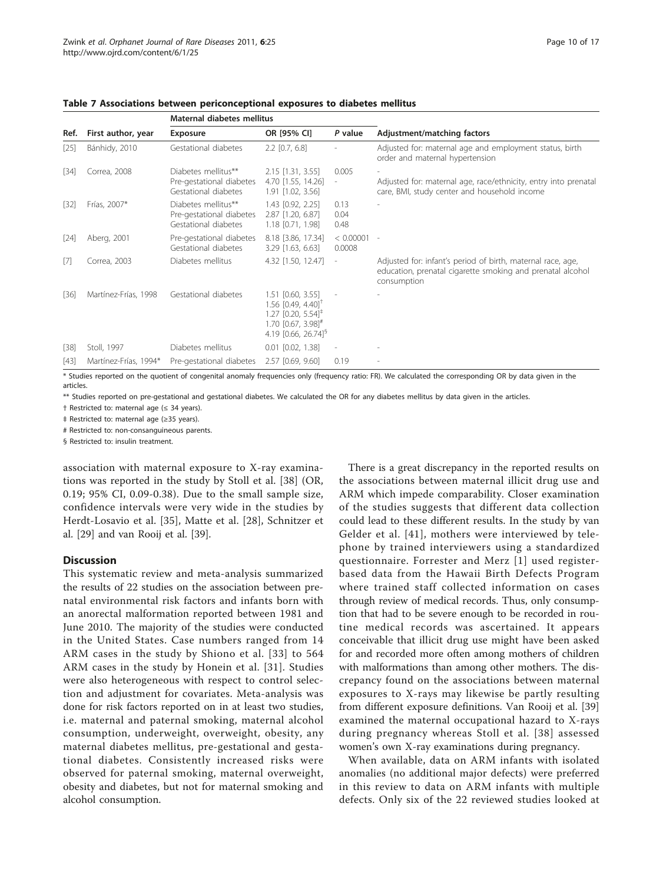**Table 7 Associations between periconceptional exposures to diabetes mellitus**

| Ref. | First author, year | Maternal diabetes mellitus | | | Adjustment/matching factors |
|---|---|---|---|---|---|
| | | Exposure | OR [95% CI] | P value | |
| [25] | Bánhidy, 2010 | Gestational diabetes | 2.2 [0.7, 6.8] | - | Adjusted for: maternal age and employment status, birth order and maternal hypertension |
| [34] | Correa, 2008 | Diabetes mellitus**<br>Pre-gestational diabetes<br>Gestational diabetes | 2.15 [1.31, 3.55]<br>4.70 [1.55, 14.26]<br>1.91 [1.02, 3.56] | 0.005<br>-<br> | -<br>Adjusted for: maternal age, race/ethnicity, entry into prenatal care, BMI, study center and household income |
| [32] | Frías, 2007* | Diabetes mellitus**<br>Pre-gestational diabetes<br>Gestational diabetes | 1.43 [0.92, 2.25]<br>2.87 [1.20, 6.87]<br>1.18 [0.71, 1.98] | 0.13<br>0.04<br>0.48 | - |
| [24] | Aberg, 2001 | Pre-gestational diabetes<br>Gestational diabetes | 8.18 [3.86, 17.34]<br>3.29 [1.63, 6.63] | < 0.00001<br>0.0008 | - |
| [7] | Correa, 2003 | Diabetes mellitus | 4.32 [1.50, 12.47] | - | Adjusted for: infant's period of birth, maternal race, age, education, prenatal cigarette smoking and prenatal alcohol consumption |
| [36] | Martínez-Frías, 1998 | Gestational diabetes | 1.51 [0.60, 3.55]<br>1.56 [0.49, 4.40]†<br>1.27 [0.20, 5.54]‡<br>1.70 [0.67, 3.98]#<br>4.19 [0.66, 26.74]§ | - | - |
| [38] | Stoll, 1997 | Diabetes mellitus | 0.01 [0.02, 1.38] | - | - |
| [43] | Martínez-Frías, 1994* | Pre-gestational diabetes | 2.57 [0.69, 9.60] | 0.19 | - |

* Studies reported on the quotient of congenital anomaly frequencies only (frequency ratio: FR). We calculated the corresponding OR by data given in the articles.

** Studies reported on pre-gestational and gestational diabetes. We calculated the OR for any diabetes mellitus by data given in the articles.

† Restricted to: maternal age (≤ 34 years).

‡ Restricted to: maternal age (≥35 years).

# Restricted to: non-consanguineous parents.

§ Restricted to: insulin treatment.

association with maternal exposure to X-ray examinations was reported in the study by Stoll et al. [38] (OR, 0.19; 95% CI, 0.09-0.38). Due to the small sample size, confidence intervals were very wide in the studies by Herdt-Losavio et al. [35], Matte et al. [28], Schnitzer et al. [29] and van Rooij et al. [39].

## Discussion

This systematic review and meta-analysis summarized the results of 22 studies on the association between prenatal environmental risk factors and infants born with an anorectal malformation reported between 1981 and June 2010. The majority of the studies were conducted in the United States. Case numbers ranged from 14 ARM cases in the study by Shiono et al. [33] to 564 ARM cases in the study by Honein et al. [31]. Studies were also heterogeneous with respect to control selection and adjustment for covariates. Meta-analysis was done for risk factors reported on in at least two studies, i.e. maternal and paternal smoking, maternal alcohol consumption, underweight, overweight, obesity, any maternal diabetes mellitus, pre-gestational and gestational diabetes. Consistently increased risks were observed for paternal smoking, maternal overweight, obesity and diabetes, but not for maternal smoking and alcohol consumption.

There is a great discrepancy in the reported results on the associations between maternal illicit drug use and ARM which impede comparability. Closer examination of the studies suggests that different data collection could lead to these different results. In the study by van Gelder et al. [41], mothers were interviewed by telephone by trained interviewers using a standardized questionnaire. Forrester and Merz [1] used register-based data from the Hawaii Birth Defects Program where trained staff collected information on cases through review of medical records. Thus, only consumption that had to be severe enough to be recorded in routine medical records was ascertained. It appears conceivable that illicit drug use might have been asked for and recorded more often among mothers of children with malformations than among other mothers. The discrepancy found on the associations between maternal exposures to X-rays may likewise be partly resulting from different exposure definitions. Van Rooij et al. [39] examined the maternal occupational hazard to X-rays during pregnancy whereas Stoll et al. [38] assessed women's own X-ray examinations during pregnancy.

When available, data on ARM infants with isolated anomalies (no additional major defects) were preferred in this review to data on ARM infants with multiple defects. Only six of the 22 reviewed studies looked at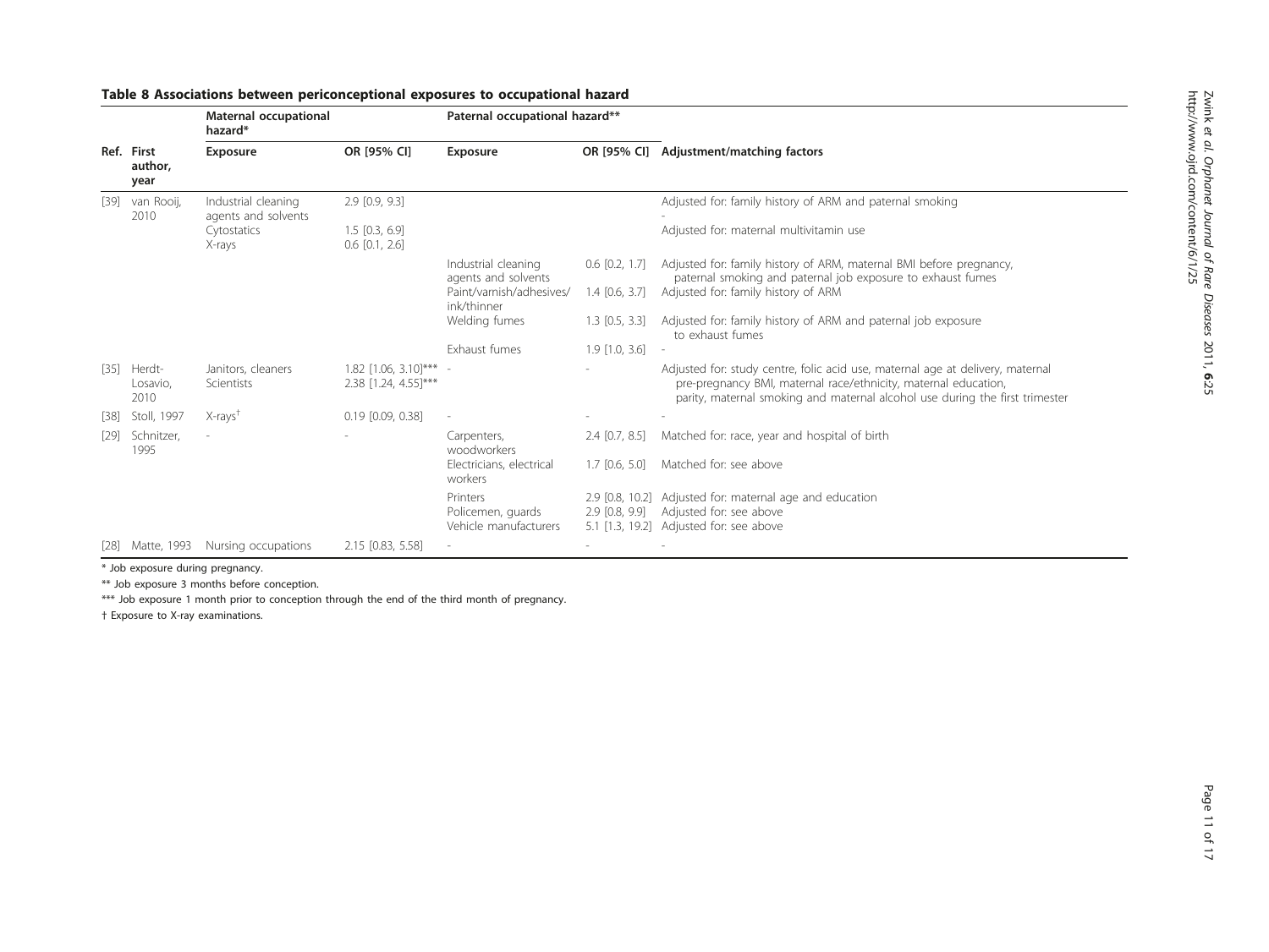**Table 8 Associations between periconceptional exposures to occupational hazard**

| Ref. | First author, year | Maternal occupational hazard* | | Paternal occupational hazard** | | Adjustment/matching factors |
|---|---|---|---|---|---|---|
| | | Exposure | OR [95% CI] | Exposure | OR [95% CI] | |
| [39] | van Rooij, 2010 | Industrial cleaning agents and solvents | 2.9 [0.9, 9.3] | | | Adjusted for: family history of ARM and paternal smoking |
| | | Cytostatics | 1.5 [0.3, 6.9] | | | - |
| | | X-rays | 0.6 [0.1, 2.6] | | | Adjusted for: maternal multivitamin use |
| | | | | Industrial cleaning agents and solvents | 0.6 [0.2, 1.7] | Adjusted for: family history of ARM, maternal BMI before pregnancy, paternal smoking and paternal job exposure to exhaust fumes |
| | | | | Paint/varnish/adhesives/ink/thinner | 1.4 [0.6, 3.7] | Adjusted for: family history of ARM |
| | | | | Welding fumes | 1.3 [0.5, 3.3] | Adjusted for: family history of ARM and paternal job exposure to exhaust fumes |
| | | | | Exhaust fumes | 1.9 [1.0, 3.6] | - |
| [35] | Herdt-Losavio, 2010 | Janitors, cleaners | 1.82 [1.06, 3.10]*** | - | - | Adjusted for: study centre, folic acid use, maternal age at delivery, maternal pre-pregnancy BMI, maternal race/ethnicity, maternal education, parity, maternal smoking and maternal alcohol use during the first trimester |
| | | Scientists | 2.38 [1.24, 4.55]*** | | | |
| [38] | Stoll, 1997 | X-rays† | 0.19 [0.09, 0.38] | - | - | - |
| [29] | Schnitzer, 1995 | - | - | Carpenters, woodworkers | 2.4 [0.7, 8.5] | Matched for: race, year and hospital of birth |
| | | | | Electricians, electrical workers | 1.7 [0.6, 5.0] | Matched for: see above |
| | | | | Printers | 2.9 [0.8, 10.2] | Adjusted for: maternal age and education |
| | | | | Policemen, guards | 2.9 [0.8, 9.9] | Adjusted for: see above |
| | | | | Vehicle manufacturers | 5.1 [1.3, 19.2] | Adjusted for: see above |
| [28] | Matte, 1993 | Nursing occupations | 2.15 [0.83, 5.58] | - | - | - |

\* Job exposure during pregnancy.

\*\* Job exposure 3 months before conception.

\*\*\* Job exposure 1 month prior to conception through the end of the third month of pregnancy.

† Exposure to X-ray examinations.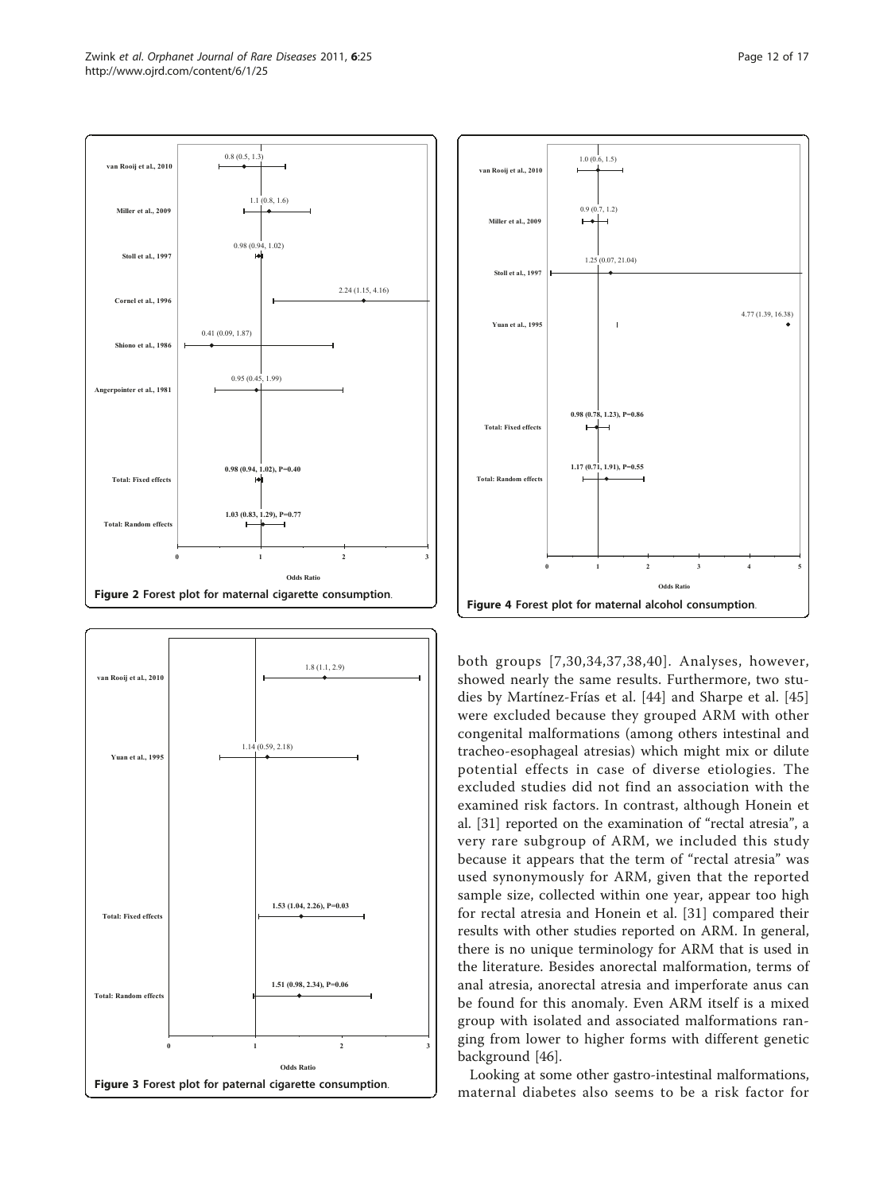Figure 2 Forest plot for maternal cigarette consumption.

Figure 4 Forest plot for maternal alcohol consumption.

Figure 3 Forest plot for paternal cigarette consumption.

both groups [7,30,34,37,38,40]. Analyses, however, showed nearly the same results. Furthermore, two studies by Martínez-Frías et al. [44] and Sharpe et al. [45] were excluded because they grouped ARM with other congenital malformations (among others intestinal and tracheo-esophageal atresias) which might mix or dilute potential effects in case of diverse etiologies. The excluded studies did not find an association with the examined risk factors. In contrast, although Honein et al. [31] reported on the examination of "rectal atresia", a very rare subgroup of ARM, we included this study because it appears that the term of "rectal atresia" was used synonymously for ARM, given that the reported sample size, collected within one year, appear too high for rectal atresia and Honein et al. [31] compared their results with other studies reported on ARM. In general, there is no unique terminology for ARM that is used in the literature. Besides anorectal malformation, terms of anal atresia, anorectal atresia and imperforate anus can be found for this anomaly. Even ARM itself is a mixed group with isolated and associated malformations ranging from lower to higher forms with different genetic background [46].

Looking at some other gastro-intestinal malformations, maternal diabetes also seems to be a risk factor for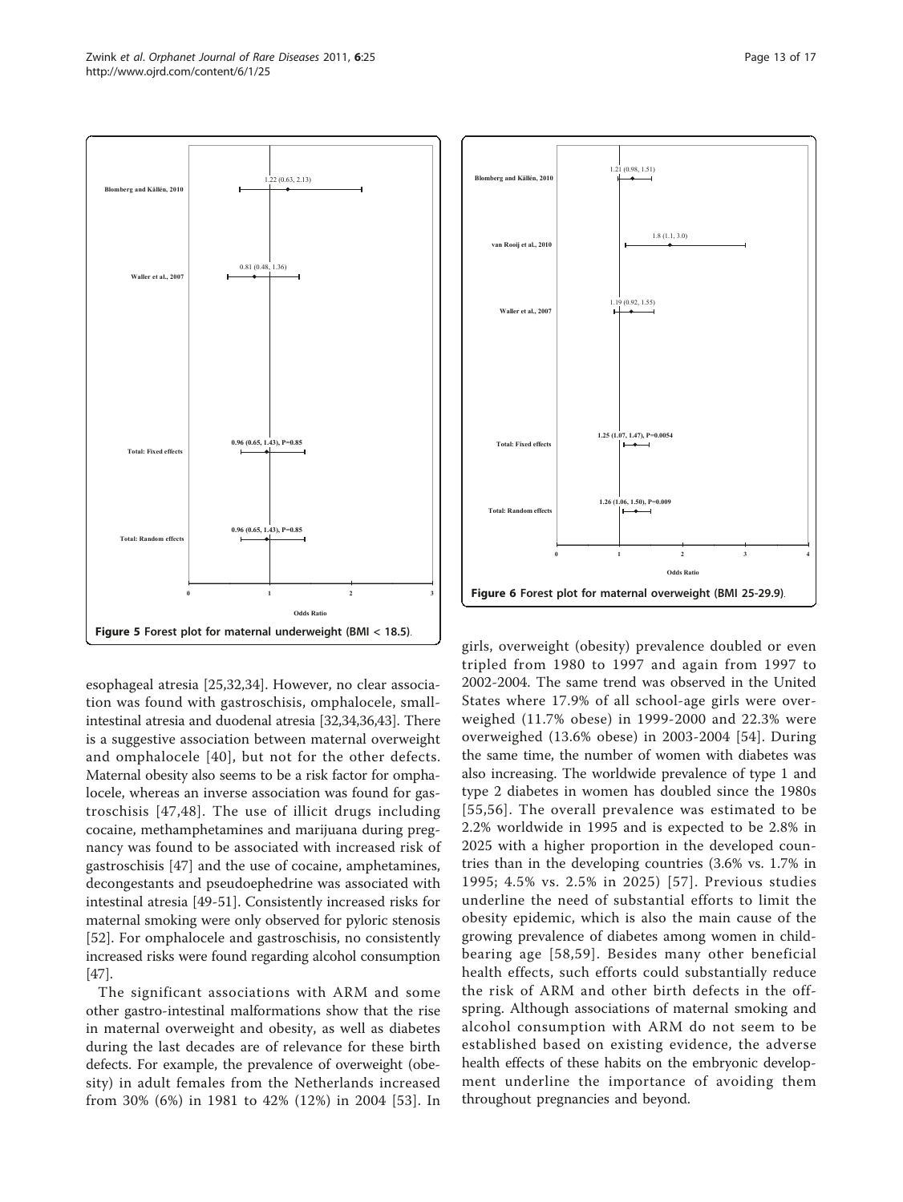Figure 5 Forest plot for maternal underweight (BMI < 18.5).

Figure 6 Forest plot for maternal overweight (BMI 25-29.9).

esophageal atresia [25,32,34]. However, no clear association was found with gastroschisis, omphalocele, small-intestinal atresia and duodenal atresia [32,34,36,43]. There is a suggestive association between maternal overweight and omphalocele [40], but not for the other defects. Maternal obesity also seems to be a risk factor for omphalocele, whereas an inverse association was found for gastroschisis [47,48]. The use of illicit drugs including cocaine, methamphetamines and marijuana during pregnancy was found to be associated with increased risk of gastroschisis [47] and the use of cocaine, amphetamines, decongestants and pseudoephedrine was associated with intestinal atresia [49-51]. Consistently increased risks for maternal smoking were only observed for pyloric stenosis [52]. For omphalocele and gastroschisis, no consistently increased risks were found regarding alcohol consumption [47].

The significant associations with ARM and some other gastro-intestinal malformations show that the rise in maternal overweight and obesity, as well as diabetes during the last decades are of relevance for these birth defects. For example, the prevalence of overweight (obesity) in adult females from the Netherlands increased from 30% (6%) in 1981 to 42% (12%) in 2004 [53]. In girls, overweight (obesity) prevalence doubled or even tripled from 1980 to 1997 and again from 1997 to 2002-2004. The same trend was observed in the United States where 17.9% of all school-age girls were overweighed (11.7% obese) in 1999-2000 and 22.3% were overweighed (13.6% obese) in 2003-2004 [54]. During the same time, the number of women with diabetes was also increasing. The worldwide prevalence of type 1 and type 2 diabetes in women has doubled since the 1980s [55,56]. The overall prevalence was estimated to be 2.2% worldwide in 1995 and is expected to be 2.8% in 2025 with a higher proportion in the developed countries than in the developing countries (3.6% vs. 1.7% in 1995; 4.5% vs. 2.5% in 2025) [57]. Previous studies underline the need of substantial efforts to limit the obesity epidemic, which is also the main cause of the growing prevalence of diabetes among women in childbearing age [58,59]. Besides many other beneficial health effects, such efforts could substantially reduce the risk of ARM and other birth defects in the offspring. Although associations of maternal smoking and alcohol consumption with ARM do not seem to be established based on existing evidence, the adverse health effects of these habits on the embryonic development underline the importance of avoiding them throughout pregnancies and beyond.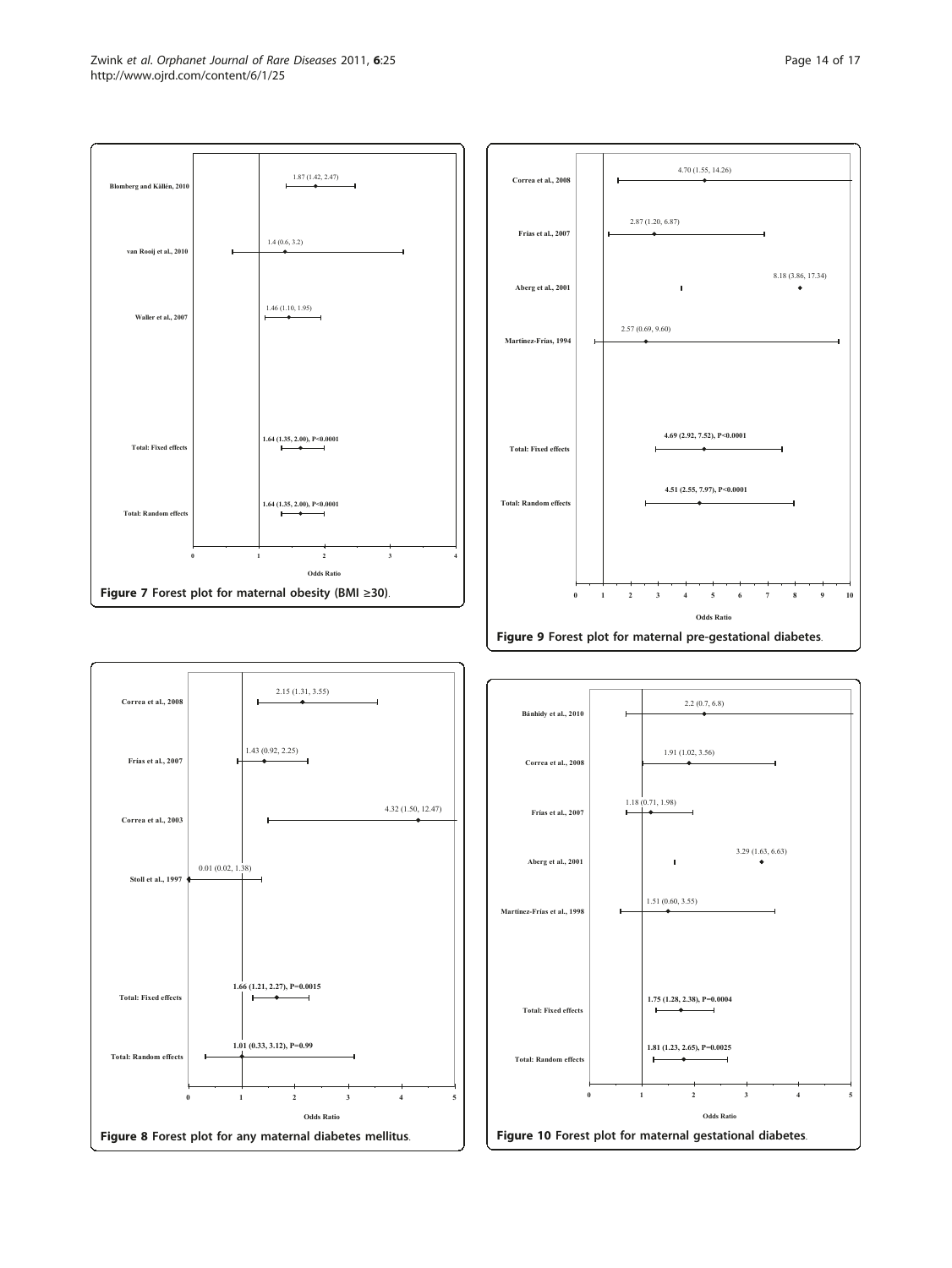| Study | Odds Ratio (95% CI) |
|---|---|
| Blomberg and Källén, 2010 | 1.87 (1.42, 2.47) |
| van Rooij et al., 2010 | 1.4 (0.6, 3.2) |
| Waller et al., 2007 | 1.46 (1.10, 1.95) |
| **Total: Fixed effects** | **1.64 (1.35, 2.00), P<0.0001** |
| **Total: Random effects** | **1.64 (1.35, 2.00), P<0.0001** |

**Figure 7** Forest plot for maternal obesity (BMI ≥30).

| Study | Odds Ratio (95% CI) |
|---|---|
| Correa et al., 2008 | 4.70 (1.55, 14.26) |
| Frías et al., 2007 | 2.87 (1.20, 6.87) |
| Aberg et al., 2001 | 8.18 (3.86, 17.34) |
| Martínez-Frías, 1994 | 2.57 (0.69, 9.60) |
| **Total: Fixed effects** | **4.69 (2.92, 7.52), P<0.0001** |
| **Total: Random effects** | **4.51 (2.55, 7.97), P<0.0001** |

**Figure 9** Forest plot for maternal pre-gestational diabetes.

| Study | Odds Ratio (95% CI) |
|---|---|
| Correa et al., 2008 | 2.15 (1.31, 3.55) |
| Frías et al., 2007 | 1.43 (0.92, 2.25) |
| Correa et al., 2003 | 4.32 (1.50, 12.47) |
| Stoll et al., 1997 | 0.01 (0.02, 1.38) |
| **Total: Fixed effects** | **1.66 (1.21, 2.27), P=0.0015** |
| **Total: Random effects** | **1.01 (0.33, 3.12), P=0.99** |

**Figure 8** Forest plot for any maternal diabetes mellitus.

| Study | Odds Ratio (95% CI) |
|---|---|
| Bánhidy et al., 2010 | 2.2 (0.7, 6.8) |
| Correa et al., 2008 | 1.91 (1.02, 3.56) |
| Frías et al., 2007 | 1.18 (0.71, 1.98) |
| Aberg et al., 2001 | 3.29 (1.63, 6.63) |
| Martínez-Frías et al., 1998 | 1.51 (0.60, 3.55) |
| **Total: Fixed effects** | **1.75 (1.28, 2.38), P=0.0004** |
| **Total: Random effects** | **1.81 (1.23, 2.65), P=0.0025** |

**Figure 10** Forest plot for maternal gestational diabetes.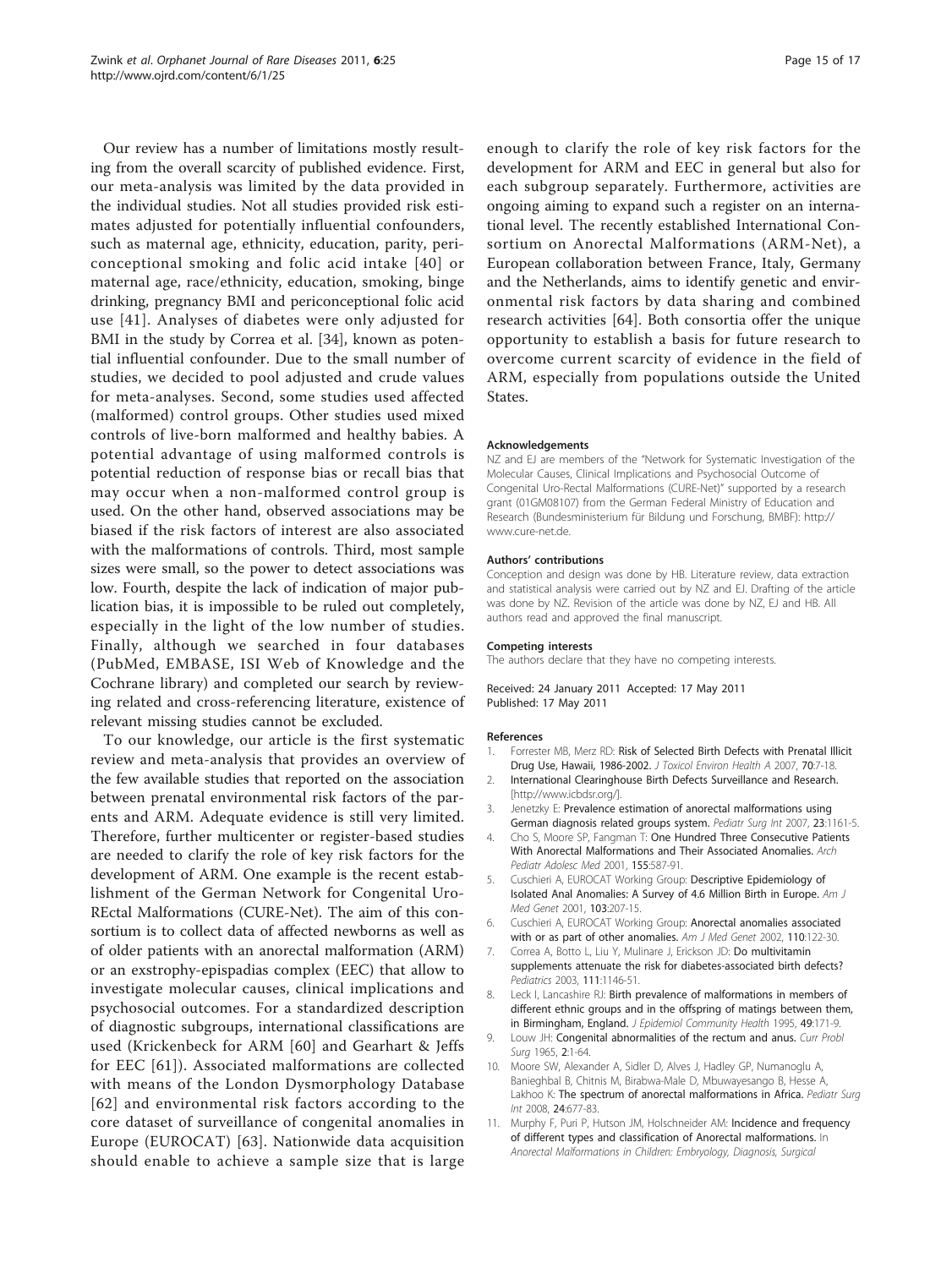Our review has a number of limitations mostly resulting from the overall scarcity of published evidence. First, our meta-analysis was limited by the data provided in the individual studies. Not all studies provided risk estimates adjusted for potentially influential confounders, such as maternal age, ethnicity, education, parity, periconceptional smoking and folic acid intake [40] or maternal age, race/ethnicity, education, smoking, binge drinking, pregnancy BMI and periconceptional folic acid use [41]. Analyses of diabetes were only adjusted for BMI in the study by Correa et al. [34], known as potential influential confounder. Due to the small number of studies, we decided to pool adjusted and crude values for meta-analyses. Second, some studies used affected (malformed) control groups. Other studies used mixed controls of live-born malformed and healthy babies. A potential advantage of using malformed controls is potential reduction of response bias or recall bias that may occur when a non-malformed control group is used. On the other hand, observed associations may be biased if the risk factors of interest are also associated with the malformations of controls. Third, most sample sizes were small, so the power to detect associations was low. Fourth, despite the lack of indication of major publication bias, it is impossible to be ruled out completely, especially in the light of the low number of studies. Finally, although we searched in four databases (PubMed, EMBASE, ISI Web of Knowledge and the Cochrane library) and completed our search by reviewing related and cross-referencing literature, existence of relevant missing studies cannot be excluded.

To our knowledge, our article is the first systematic review and meta-analysis that provides an overview of the few available studies that reported on the association between prenatal environmental risk factors of the parents and ARM. Adequate evidence is still very limited. Therefore, further multicenter or register-based studies are needed to clarify the role of key risk factors for the development of ARM. One example is the recent establishment of the German Network for Congenital Uro-REctal Malformations (CURE-Net). The aim of this consortium is to collect data of affected newborns as well as of older patients with an anorectal malformation (ARM) or an exstrophy-epispadias complex (EEC) that allow to investigate molecular causes, clinical implications and psychosocial outcomes. For a standardized description of diagnostic subgroups, international classifications are used (Krickenbeck for ARM [60] and Gearhart & Jeffs for EEC [61]). Associated malformations are collected with means of the London Dysmorphology Database [62] and environmental risk factors according to the core dataset of surveillance of congenital anomalies in Europe (EUROCAT) [63]. Nationwide data acquisition should enable to achieve a sample size that is large enough to clarify the role of key risk factors for the development for ARM and EEC in general but also for each subgroup separately. Furthermore, activities are ongoing aiming to expand such a register on an international level. The recently established International Consortium on Anorectal Malformations (ARM-Net), a European collaboration between France, Italy, Germany and the Netherlands, aims to identify genetic and environmental risk factors by data sharing and combined research activities [64]. Both consortia offer the unique opportunity to establish a basis for future research to overcome current scarcity of evidence in the field of ARM, especially from populations outside the United States.

#### Acknowledgements

NZ and EJ are members of the "Network for Systematic Investigation of the Molecular Causes, Clinical Implications and Psychosocial Outcome of Congenital Uro-Rectal Malformations (CURE-Net)" supported by a research grant (01GM08107) from the German Federal Ministry of Education and Research (Bundesministerium für Bildung und Forschung, BMBF): http://www.cure-net.de.

#### Authors' contributions

Conception and design was done by HB. Literature review, data extraction and statistical analysis were carried out by NZ and EJ. Drafting of the article was done by NZ. Revision of the article was done by NZ, EJ and HB. All authors read and approved the final manuscript.

#### Competing interests

The authors declare that they have no competing interests.

Received: 24 January 2011 Accepted: 17 May 2011
Published: 17 May 2011

#### References

1. Forrester MB, Merz RD: **Risk of Selected Birth Defects with Prenatal Illicit Drug Use, Hawaii, 1986-2002.** *J Toxicol Environ Health A* 2007, **70**:7-18.
2. International Clearinghouse Birth Defects Surveillance and Research. [http://www.icbdsr.org/].
3. Jenetzky E: **Prevalence estimation of anorectal malformations using German diagnosis related groups system.** *Pediatr Surg Int* 2007, **23**:1161-5.
4. Cho S, Moore SP, Fangman T: **One Hundred Three Consecutive Patients With Anorectal Malformations and Their Associated Anomalies.** *Arch Pediatr Adolesc Med* 2001, **155**:587-91.
5. Cuschieri A, EUROCAT Working Group: **Descriptive Epidemiology of Isolated Anal Anomalies: A Survey of 4.6 Million Birth in Europe.** *Am J Med Genet* 2001, **103**:207-15.
6. Cuschieri A, EUROCAT Working Group: **Anorectal anomalies associated with or as part of other anomalies.** *Am J Med Genet* 2002, **110**:122-30.
7. Correa A, Botto L, Liu Y, Mulinare J, Erickson JD: **Do multivitamin supplements attenuate the risk for diabetes-associated birth defects?** *Pediatrics* 2003, **111**:1146-51.
8. Leck I, Lancashire RJ: **Birth prevalence of malformations in members of different ethnic groups and in the offspring of matings between them, in Birmingham, England.** *J Epidemiol Community Health* 1995, **49**:171-9.
9. Louw JH: **Congenital abnormalities of the rectum and anus.** *Curr Probl Surg* 1965, **2**:1-64.
10. Moore SW, Alexander A, Sidler D, Alves J, Hadley GP, Numanoglu A, Banieghbal B, Chitnis M, Birabwa-Male D, Mbuwayesango B, Hesse A, Lakhoo K: **The spectrum of anorectal malformations in Africa.** *Pediatr Surg Int* 2008, **24**:677-83.
11. Murphy F, Puri P, Hutson JM, Holschneider AM: **Incidence and frequency of different types and classification of Anorectal malformations.** In *Anorectal Malformations in Children: Embryology, Diagnosis, Surgical*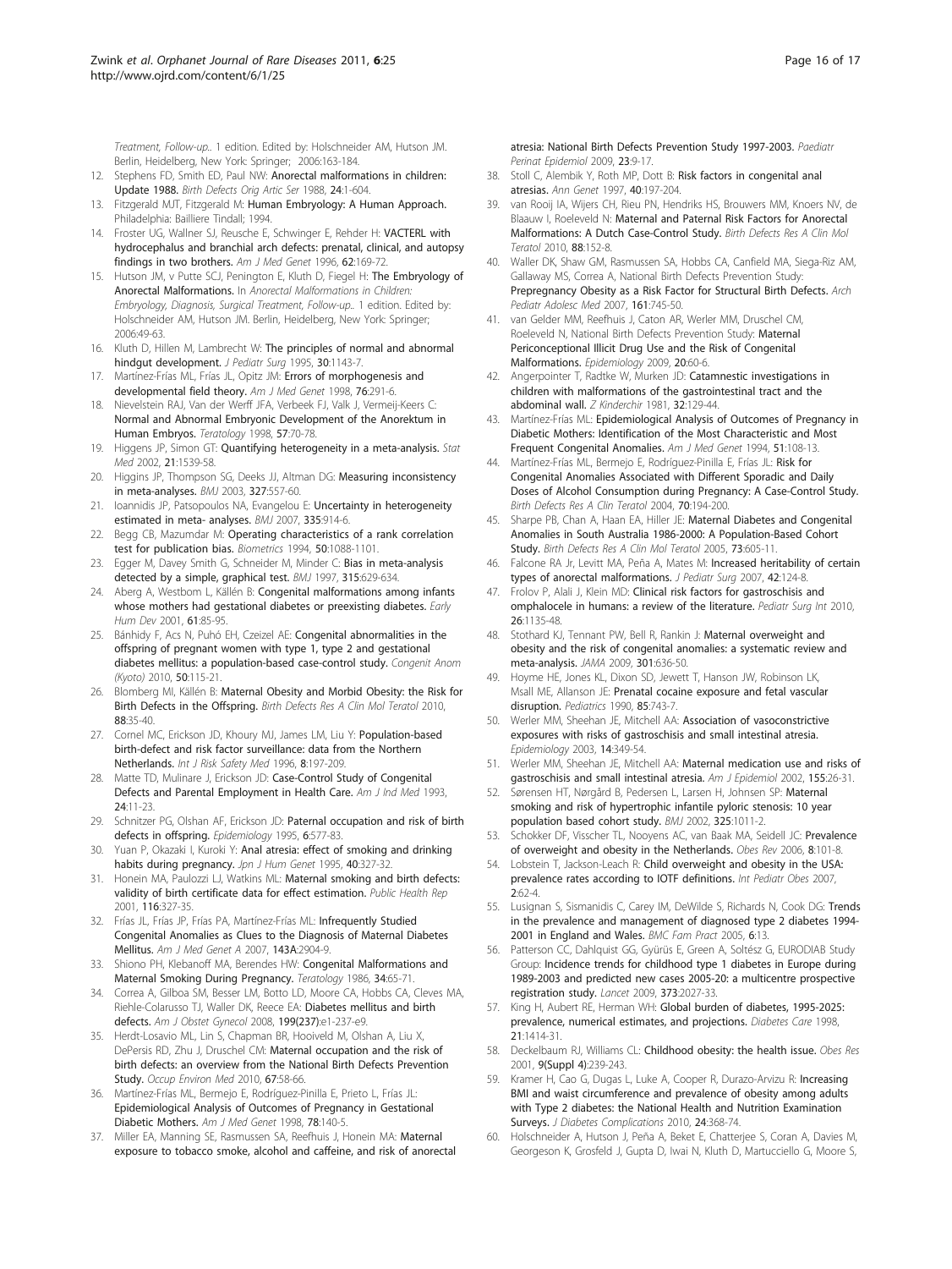Treatment, Follow-up.. 1 edition. Edited by: Holschneider AM, Hutson JM. Berlin, Heidelberg, New York: Springer; 2006:163-184.

12. Stephens FD, Smith ED, Paul NW: **Anorectal malformations in children: Update 1988.** *Birth Defects Orig Artic Ser* 1988, **24**:1-604.
13. Fitzgerald MJT, Fitzgerald M: **Human Embryology: A Human Approach.** Philadelphia: Bailliere Tindall; 1994.
14. Froster UG, Wallner SJ, Reusche E, Schwinger E, Rehder H: **VACTERL with hydrocephalus and branchial arch defects: prenatal, clinical, and autopsy findings in two brothers.** *Am J Med Genet* 1996, **62**:169-72.
15. Hutson JM, v Putte SCJ, Penington E, Kluth D, Fiegel H: **The Embryology of Anorectal Malformations.** In *Anorectal Malformations in Children: Embryology, Diagnosis, Surgical Treatment, Follow-up.*. 1 edition. Edited by: Holschneider AM, Hutson JM. Berlin, Heidelberg, New York: Springer; 2006:49-63.
16. Kluth D, Hillen M, Lambrecht W: **The principles of normal and abnormal hindgut development.** *J Pediatr Surg* 1995, **30**:1143-7.
17. Martínez-Frías ML, Frías JL, Opitz JM: **Errors of morphogenesis and developmental field theory.** *Am J Med Genet* 1998, **76**:291-6.
18. Nievelstein RAJ, Van der Werff JFA, Verbeek FJ, Valk J, Vermeij-Keers C: **Normal and Abnormal Embryonic Development of the Anorektum in Human Embryos.** *Teratology* 1998, **57**:70-78.
19. Higgens JP, Simon GT: **Quantifying heterogeneity in a meta-analysis.** *Stat Med* 2002, **21**:1539-58.
20. Higgins JP, Thompson SG, Deeks JJ, Altman DG: **Measuring inconsistency in meta-analyses.** *BMJ* 2003, **327**:557-60.
21. Ioannidis JP, Patsopoulos NA, Evangelou E: **Uncertainty in heterogeneity estimated in meta- analyses.** *BMJ* 2007, **335**:914-6.
22. Begg CB, Mazumdar M: **Operating characteristics of a rank correlation test for publication bias.** *Biometrics* 1994, **50**:1088-1101.
23. Egger M, Davey Smith G, Schneider M, Minder C: **Bias in meta-analysis detected by a simple, graphical test.** *BMJ* 1997, **315**:629-634.
24. Aberg A, Westbom L, Källén B: **Congenital malformations among infants whose mothers had gestational diabetes or preexisting diabetes.** *Early Hum Dev* 2001, **61**:85-95.
25. Bánhidy F, Acs N, Puhó EH, Czeizel AE: **Congenital abnormalities in the offspring of pregnant women with type 1, type 2 and gestational diabetes mellitus: a population-based case-control study.** *Congenit Anom (Kyoto)* 2010, **50**:115-21.
26. Blomberg MI, Källén B: **Maternal Obesity and Morbid Obesity: the Risk for Birth Defects in the Offspring.** *Birth Defects Res A Clin Mol Teratol* 2010, **88**:35-40.
27. Cornel MC, Erickson JD, Khoury MJ, James LM, Liu Y: **Population-based birth-defect and risk factor surveillance: data from the Northern Netherlands.** *Int J Risk Safety Med* 1996, **8**:197-209.
28. Matte TD, Mulinare J, Erickson JD: **Case-Control Study of Congenital Defects and Parental Employment in Health Care.** *Am J Ind Med* 1993, **24**:11-23.
29. Schnitzer PG, Olshan AF, Erickson JD: **Paternal occupation and risk of birth defects in offspring.** *Epidemiology* 1995, **6**:577-83.
30. Yuan P, Okazaki I, Kuroki Y: **Anal atresia: effect of smoking and drinking habits during pregnancy.** *Jpn J Hum Genet* 1995, **40**:327-32.
31. Honein MA, Paulozzi LJ, Watkins ML: **Maternal smoking and birth defects: validity of birth certificate data for effect estimation.** *Public Health Rep* 2001, **116**:327-35.
32. Frías JL, Frías JP, Frías PA, Martínez-Frías ML: **Infrequently Studied Congenital Anomalies as Clues to the Diagnosis of Maternal Diabetes Mellitus.** *Am J Med Genet A* 2007, **143A**:2904-9.
33. Shiono PH, Klebanoff MA, Berendes HW: **Congenital Malformations and Maternal Smoking During Pregnancy.** *Teratology* 1986, **34**:65-71.
34. Correa A, Gilboa SM, Besser LM, Botto LD, Moore CA, Hobbs CA, Cleves MA, Riehle-Colarusso TJ, Waller DK, Reece EA: **Diabetes mellitus and birth defects.** *Am J Obstet Gynecol* 2008, **199(237)**:e1-237-e9.
35. Herdt-Losavio ML, Lin S, Chapman BR, Hooiveld M, Olshan A, Liu X, DePersis RD, Zhu J, Druschel CM: **Maternal occupation and the risk of birth defects: an overview from the National Birth Defects Prevention Study.** *Occup Environ Med* 2010, **67**:58-66.
36. Martínez-Frías ML, Bermejo E, Rodríguez-Pinilla E, Prieto L, Frías JL: **Epidemiological Analysis of Outcomes of Pregnancy in Gestational Diabetic Mothers.** *Am J Med Genet* 1998, **78**:140-5.
37. Miller EA, Manning SE, Rasmussen SA, Reefhuis J, Honein MA: **Maternal exposure to tobacco smoke, alcohol and caffeine, and risk of anorectal atresia: National Birth Defects Prevention Study 1997-2003.** *Paediatr Perinat Epidemiol* 2009, **23**:9-17.
38. Stoll C, Alembik Y, Roth MP, Dott B: **Risk factors in congenital anal atresias.** *Ann Genet* 1997, **40**:197-204.
39. van Rooij IA, Wijers CH, Rieu PN, Hendriks HS, Brouwers MM, Knoers NV, de Blaauw I, Roeleveld N: **Maternal and Paternal Risk Factors for Anorectal Malformations: A Dutch Case-Control Study.** *Birth Defects Res A Clin Mol Teratol* 2010, **88**:152-8.
40. Waller DK, Shaw GM, Rasmussen SA, Hobbs CA, Canfield MA, Siega-Riz AM, Gallaway MS, Correa A, National Birth Defects Prevention Study: **Prepregnancy Obesity as a Risk Factor for Structural Birth Defects.** *Arch Pediatr Adolesc Med* 2007, **161**:745-50.
41. van Gelder MM, Reefhuis J, Caton AR, Werler MM, Druschel CM, Roeleveld N, National Birth Defects Prevention Study: **Maternal Periconceptional Illicit Drug Use and the Risk of Congenital Malformations.** *Epidemiology* 2009, **20**:60-6.
42. Angerpointer T, Radtke W, Murken JD: **Catamnestic investigations in children with malformations of the gastrointestinal tract and the abdominal wall.** *Z Kinderchir* 1981, **32**:129-44.
43. Martínez-Frías ML: **Epidemiological Analysis of Outcomes of Pregnancy in Diabetic Mothers: Identification of the Most Characteristic and Most Frequent Congenital Anomalies.** *Am J Med Genet* 1994, **51**:108-13.
44. Martínez-Frías ML, Bermejo E, Rodríguez-Pinilla E, Frías JL: **Risk for Congenital Anomalies Associated with Different Sporadic and Daily Doses of Alcohol Consumption during Pregnancy: A Case-Control Study.** *Birth Defects Res A Clin Teratol* 2004, **70**:194-200.
45. Sharpe PB, Chan A, Haan EA, Hiller JE: **Maternal Diabetes and Congenital Anomalies in South Australia 1986-2000: A Population-Based Cohort Study.** *Birth Defects Res A Clin Mol Teratol* 2005, **73**:605-11.
46. Falcone RA Jr, Levitt MA, Peña A, Mates M: **Increased heritability of certain types of anorectal malformations.** *J Pediatr Surg* 2007, **42**:124-8.
47. Frolov P, Alali J, Klein MD: **Clinical risk factors for gastroschisis and omphalocele in humans: a review of the literature.** *Pediatr Surg Int* 2010, **26**:1135-48.
48. Stothard KJ, Tennant PW, Bell R, Rankin J: **Maternal overweight and obesity and the risk of congenital anomalies: a systematic review and meta-analysis.** *JAMA* 2009, **301**:636-50.
49. Hoyme HE, Jones KL, Dixon SD, Jewett T, Hanson JW, Robinson LK, Msall ME, Allanson JE: **Prenatal cocaine exposure and fetal vascular disruption.** *Pediatrics* 1990, **85**:743-7.
50. Werler MM, Sheehan JE, Mitchell AA: **Association of vasoconstrictive exposures with risks of gastroschisis and small intestinal atresia.** *Epidemiology* 2003, **14**:349-54.
51. Werler MM, Sheehan JE, Mitchell AA: **Maternal medication use and risks of gastroschisis and small intestinal atresia.** *Am J Epidemiol* 2002, **155**:26-31.
52. Sørensen HT, Nørgård B, Pedersen L, Larsen H, Johnsen SP: **Maternal smoking and risk of hypertrophic infantile pyloric stenosis: 10 year population based cohort study.** *BMJ* 2002, **325**:1011-2.
53. Schokker DF, Visscher TL, Nooyens AC, van Baak MA, Seidell JC: **Prevalence of overweight and obesity in the Netherlands.** *Obes Rev* 2006, **8**:101-8.
54. Lobstein T, Jackson-Leach R: **Child overweight and obesity in the USA: prevalence rates according to IOTF definitions.** *Int Pediatr Obes* 2007, **2**:62-4.
55. Lusignan S, Sismanidis C, Carey IM, DeWilde S, Richards N, Cook DG: **Trends in the prevalence and management of diagnosed type 2 diabetes 1994-2001 in England and Wales.** *BMC Fam Pract* 2005, **6**:13.
56. Patterson CC, Dahlquist GG, Gyürüs E, Green A, Soltész G, EURODIAB Study Group: **Incidence trends for childhood type 1 diabetes in Europe during 1989-2003 and predicted new cases 2005-20: a multicentre prospective registration study.** *Lancet* 2009, **373**:2027-33.
57. King H, Aubert RE, Herman WH: **Global burden of diabetes, 1995-2025: prevalence, numerical estimates, and projections.** *Diabetes Care* 1998, **21**:1414-31.
58. Deckelbaum RJ, Williams CL: **Childhood obesity: the health issue.** *Obes Res* 2001, **9(Suppl 4)**:239-243.
59. Kramer H, Cao G, Dugas L, Luke A, Cooper R, Durazo-Arvizu R: **Increasing BMI and waist circumference and prevalence of obesity among adults with Type 2 diabetes: the National Health and Nutrition Examination Surveys.** *J Diabetes Complications* 2010, **24**:368-74.
60. Holschneider A, Hutson J, Peña A, Beket E, Chatterjee S, Coran A, Davies M, Georgeson K, Grosfeld J, Gupta D, Iwai N, Kluth D, Martucciello G, Moore S,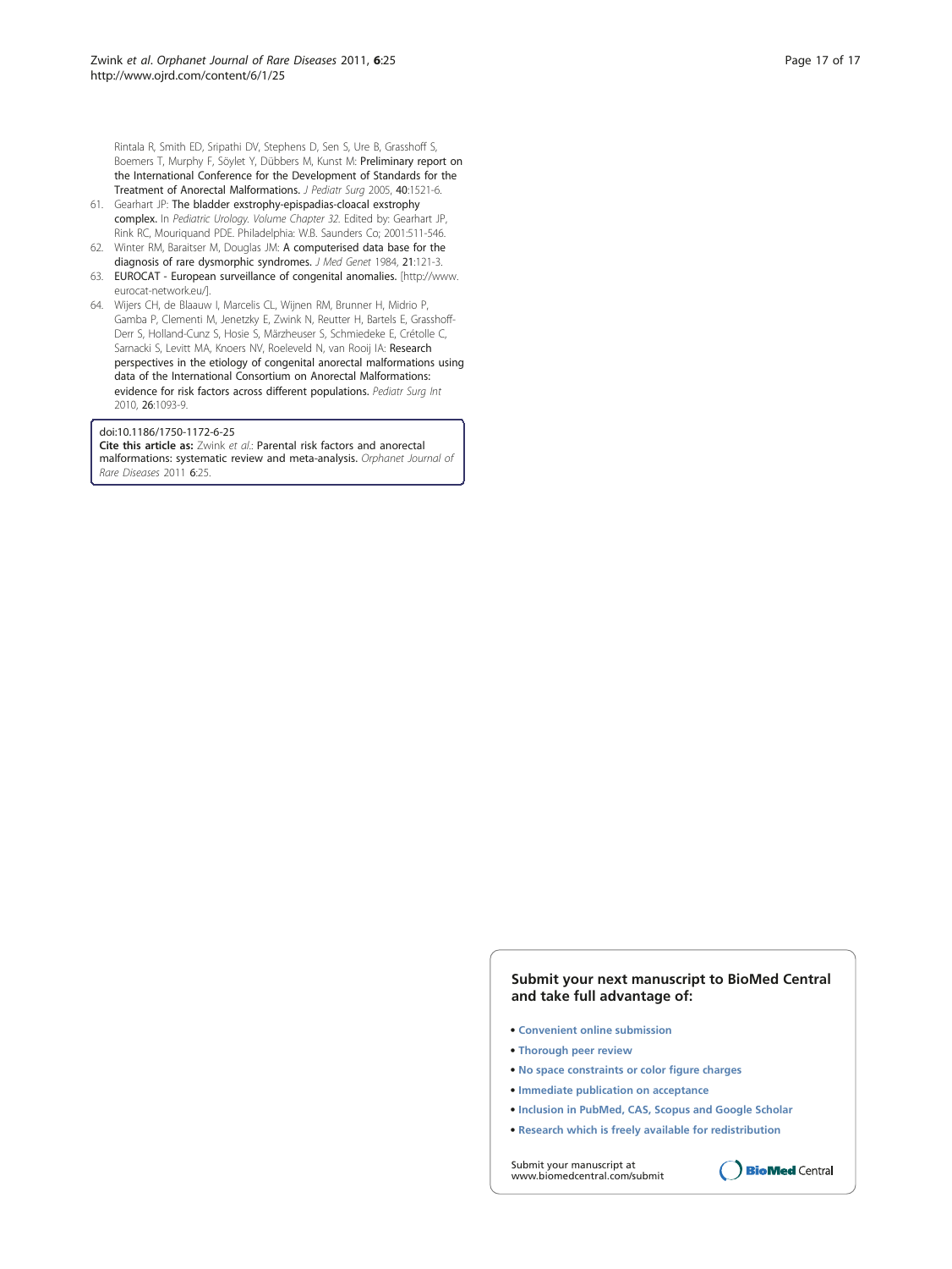Rintala R, Smith ED, Sripathi DV, Stephens D, Sen S, Ure B, Grasshoff S, Boemers T, Murphy F, Söylet Y, Dübbers M, Kunst M: **Preliminary report on the International Conference for the Development of Standards for the Treatment of Anorectal Malformations.** *J Pediatr Surg* 2005, **40**:1521-6.

61. Gearhart JP: **The bladder exstrophy-epispadias-cloacal exstrophy complex.** In *Pediatric Urology. Volume Chapter 32.* Edited by: Gearhart JP, Rink RC, Mouriquand PDE. Philadelphia: W.B. Saunders Co; 2001:511-546.
62. Winter RM, Baraitser M, Douglas JM: **A computerised data base for the diagnosis of rare dysmorphic syndromes.** *J Med Genet* 1984, **21**:121-3.
63. **EUROCAT - European surveillance of congenital anomalies.** [http://www.eurocat-network.eu/].
64. Wijers CH, de Blaauw I, Marcelis CL, Wijnen RM, Brunner H, Midrio P, Gamba P, Clementi M, Jenetzky E, Zwink N, Reutter H, Bartels E, Grasshoff-Derr S, Holland-Cunz S, Hosie S, Märzheuser S, Schmiedeke E, Crétolle C, Sarnacki S, Levitt MA, Knoers NV, Roeleveld N, van Rooij IA: **Research perspectives in the etiology of congenital anorectal malformations using data of the International Consortium on Anorectal Malformations: evidence for risk factors across different populations.** *Pediatr Surg Int* 2010, **26**:1093-9.

doi:10.1186/1750-1172-6-25
**Cite this article as:** Zwink *et al.*: Parental risk factors and anorectal malformations: systematic review and meta-analysis. *Orphanet Journal of Rare Diseases* 2011 **6**:25.

**Submit your next manuscript to BioMed Central and take full advantage of:**

- **Convenient online submission**
- **Thorough peer review**
- **No space constraints or color figure charges**
- **Immediate publication on acceptance**
- **Inclusion in PubMed, CAS, Scopus and Google Scholar**
- **Research which is freely available for redistribution**

Submit your manuscript at
www.biomedcentral.com/submit

BioMed Central